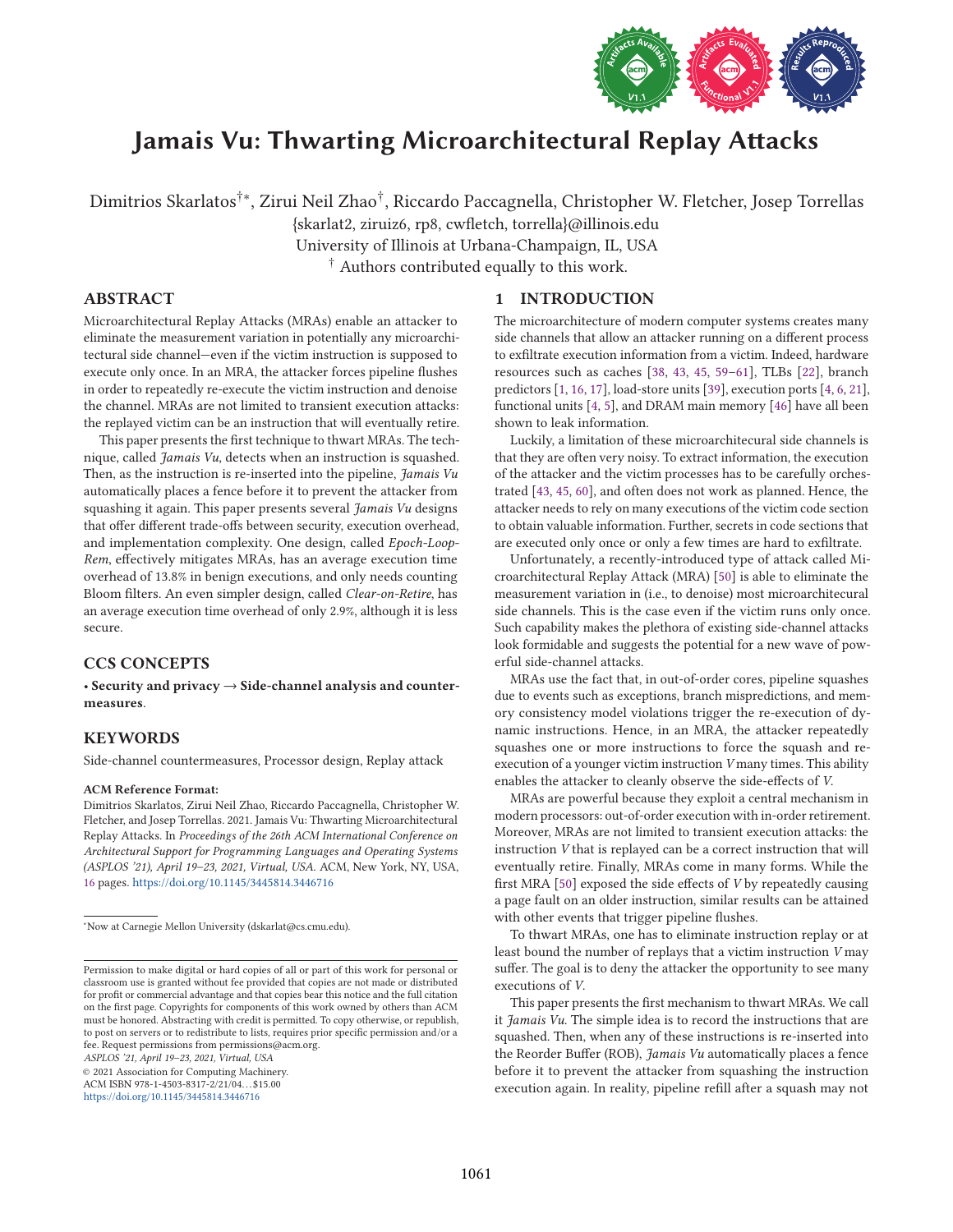# Jamais Vu: Thwarting Microarchitectural Replay Attacks

Dimitrios Skarlatos[†*], Zirui Neil Zhao[†], Riccardo Paccagnella, Christopher W. Fletcher, Josep Torrellas

{skarlat2, ziruiz6, rp8, cwfletch, torrella}@illinois.edu

University of Illinois at Urbana-Champaign, IL, USA

[†] Authors contributed equally to this work.

## ABSTRACT

Microarchitectural Replay Attacks (MRAs) enable an attacker to eliminate the measurement variation in potentially any microarchitectural side channel—even if the victim instruction is supposed to execute only once. In an MRA, the attacker forces pipeline flushes in order to repeatedly re-execute the victim instruction and denoise the channel. MRAs are not limited to transient execution attacks: the replayed victim can be an instruction that will eventually retire.

This paper presents the first technique to thwart MRAs. The technique, called *Jamais Vu*, detects when an instruction is squashed. Then, as the instruction is re-inserted into the pipeline, *Jamais Vu* automatically places a fence before it to prevent the attacker from squashing it again. This paper presents several *Jamais Vu* designs that offer different trade-offs between security, execution overhead, and implementation complexity. One design, called *Epoch-Loop-Rem*, effectively mitigates MRAs, has an average execution time overhead of 13.8% in benign executions, and only needs counting Bloom filters. An even simpler design, called *Clear-on-Retire*, has an average execution time overhead of only 2.9%, although it is less secure.

## CCS CONCEPTS

• **Security and privacy** → **Side-channel analysis and countermeasures**.

## KEYWORDS

Side-channel countermeasures, Processor design, Replay attack

**ACM Reference Format:**

Dimitrios Skarlatos, Zirui Neil Zhao, Riccardo Paccagnella, Christopher W. Fletcher, and Josep Torrellas. 2021. Jamais Vu: Thwarting Microarchitectural Replay Attacks. In *Proceedings of the 26th ACM International Conference on Architectural Support for Programming Languages and Operating Systems (ASPLOS '21), April 19–23, 2021, Virtual, USA.* ACM, New York, NY, USA, 16 pages. https://doi.org/10.1145/3445814.3446716

[*] Now at Carnegie Mellon University (dskarlat@cs.cmu.edu).

Permission to make digital or hard copies of all or part of this work for personal or classroom use is granted without fee provided that copies are not made or distributed for profit or commercial advantage and that copies bear this notice and the full citation on the first page. Copyrights for components of this work owned by others than ACM must be honored. Abstracting with credit is permitted. To copy otherwise, or republish, to post on servers or to redistribute to lists, requires prior specific permission and/or a fee. Request permissions from permissions@acm.org.

*ASPLOS '21, April 19–23, 2021, Virtual, USA*

© 2021 Association for Computing Machinery.

ACM ISBN 978-1-4503-8317-2/21/04...$15.00

https://doi.org/10.1145/3445814.3446716

## 1 INTRODUCTION

The microarchitecture of modern computer systems creates many side channels that allow an attacker running on a different process to exfiltrate execution information from a victim. Indeed, hardware resources such as caches [38, 43, 45, 59–61], TLBs [22], branch predictors [1, 16, 17], load-store units [39], execution ports [4, 6, 21], functional units [4, 5], and DRAM main memory [46] have all been shown to leak information.

Luckily, a limitation of these microarchitecural side channels is that they are often very noisy. To extract information, the execution of the attacker and the victim processes has to be carefully orchestrated [43, 45, 60], and often does not work as planned. Hence, the attacker needs to rely on many executions of the victim code section to obtain valuable information. Further, secrets in code sections that are executed only once or only a few times are hard to exfiltrate.

Unfortunately, a recently-introduced type of attack called Microarchitectural Replay Attack (MRA) [50] is able to eliminate the measurement variation in (i.e., to denoise) most microarchitecural side channels. This is the case even if the victim runs only once. Such capability makes the plethora of existing side-channel attacks look formidable and suggests the potential for a new wave of powerful side-channel attacks.

MRAs use the fact that, in out-of-order cores, pipeline squashes due to events such as exceptions, branch mispredictions, and memory consistency model violations trigger the re-execution of dynamic instructions. Hence, in an MRA, the attacker repeatedly squashes one or more instructions to force the squash and re-execution of a younger victim instruction *V* many times. This ability enables the attacker to cleanly observe the side-effects of *V*.

MRAs are powerful because they exploit a central mechanism in modern processors: out-of-order execution with in-order retirement. Moreover, MRAs are not limited to transient execution attacks: the instruction *V* that is replayed can be a correct instruction that will eventually retire. Finally, MRAs come in many forms. While the first MRA [50] exposed the side effects of *V* by repeatedly causing a page fault on an older instruction, similar results can be attained with other events that trigger pipeline flushes.

To thwart MRAs, one has to eliminate instruction replay or at least bound the number of replays that a victim instruction *V* may suffer. The goal is to deny the attacker the opportunity to see many executions of *V*.

This paper presents the first mechanism to thwart MRAs. We call it *Jamais Vu*. The simple idea is to record the instructions that are squashed. Then, when any of these instructions is re-inserted into the Reorder Buffer (ROB), *Jamais Vu* automatically places a fence before it to prevent the attacker from squashing the instruction execution again. In reality, pipeline refill after a squash may not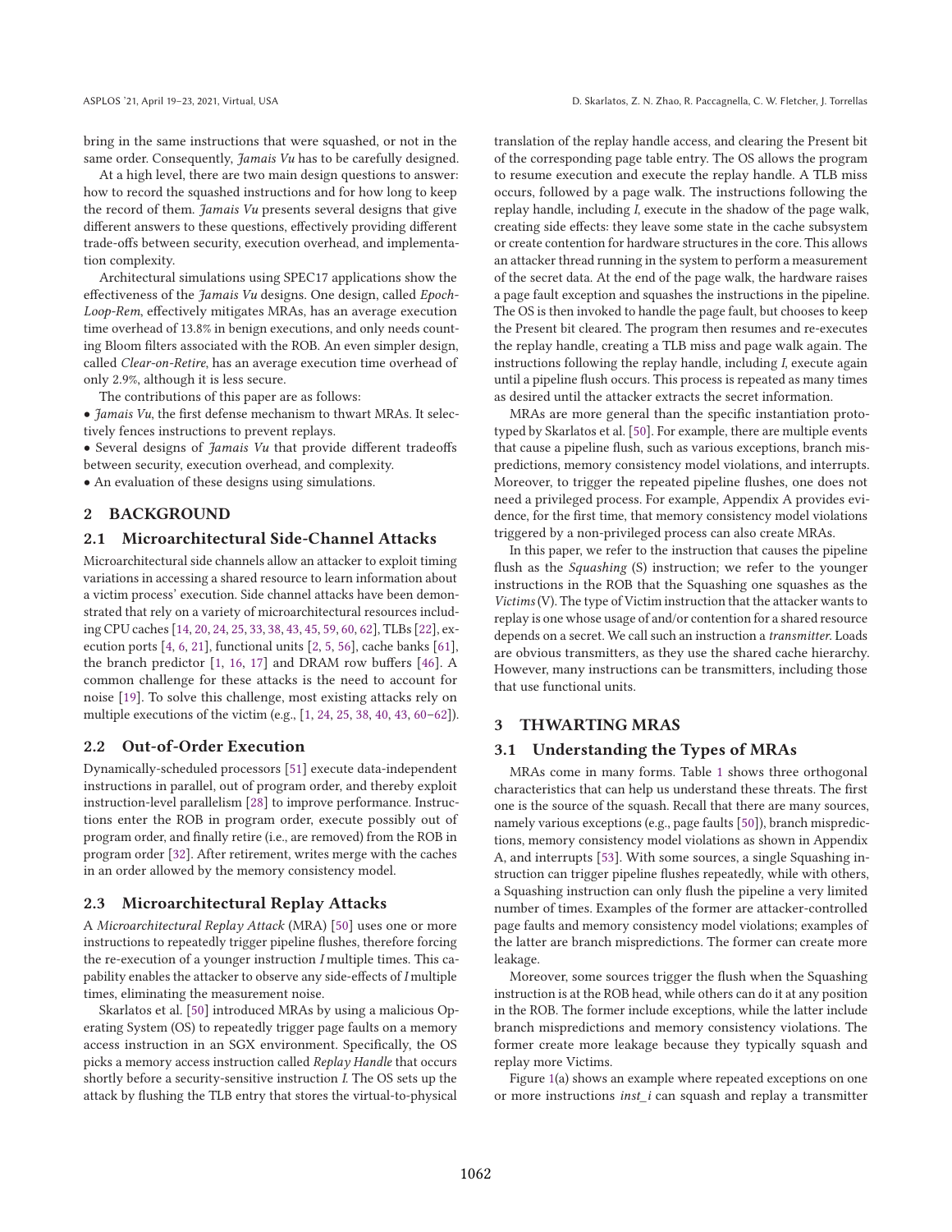bring in the same instructions that were squashed, or not in the same order. Consequently, *Jamais Vu* has to be carefully designed.

At a high level, there are two main design questions to answer: how to record the squashed instructions and for how long to keep the record of them. *Jamais Vu* presents several designs that give different answers to these questions, effectively providing different trade-offs between security, execution overhead, and implementation complexity.

Architectural simulations using SPEC17 applications show the effectiveness of the *Jamais Vu* designs. One design, called *Epoch-Loop-Rem*, effectively mitigates MRAs, has an average execution time overhead of 13.8% in benign executions, and only needs counting Bloom filters associated with the ROB. An even simpler design, called *Clear-on-Retire*, has an average execution time overhead of only 2.9%, although it is less secure.

The contributions of this paper are as follows:

- *Jamais Vu*, the first defense mechanism to thwart MRAs. It selectively fences instructions to prevent replays.
- Several designs of *Jamais Vu* that provide different tradeoffs between security, execution overhead, and complexity.
- An evaluation of these designs using simulations.

## 2 BACKGROUND

### 2.1 Microarchitectural Side-Channel Attacks

Microarchitectural side channels allow an attacker to exploit timing variations in accessing a shared resource to learn information about a victim process' execution. Side channel attacks have been demonstrated that rely on a variety of microarchitectural resources including CPU caches [14, 20, 24, 25, 33, 38, 43, 45, 59, 60, 62], TLBs [22], execution ports [4, 6, 21], functional units [2, 5, 56], cache banks [61], the branch predictor [1, 16, 17] and DRAM row buffers [46]. A common challenge for these attacks is the need to account for noise [19]. To solve this challenge, most existing attacks rely on multiple executions of the victim (e.g., [1, 24, 25, 38, 40, 43, 60–62]).

### 2.2 Out-of-Order Execution

Dynamically-scheduled processors [51] execute data-independent instructions in parallel, out of program order, and thereby exploit instruction-level parallelism [28] to improve performance. Instructions enter the ROB in program order, execute possibly out of program order, and finally retire (i.e., are removed) from the ROB in program order [32]. After retirement, writes merge with the caches in an order allowed by the memory consistency model.

### 2.3 Microarchitectural Replay Attacks

A *Microarchitectural Replay Attack* (MRA) [50] uses one or more instructions to repeatedly trigger pipeline flushes, therefore forcing the re-execution of a younger instruction *I* multiple times. This capability enables the attacker to observe any side-effects of *I* multiple times, eliminating the measurement noise.

Skarlatos et al. [50] introduced MRAs by using a malicious Operating System (OS) to repeatedly trigger page faults on a memory access instruction in an SGX environment. Specifically, the OS picks a memory access instruction called *Replay Handle* that occurs shortly before a security-sensitive instruction *I*. The OS sets up the attack by flushing the TLB entry that stores the virtual-to-physical translation of the replay handle access, and clearing the Present bit of the corresponding page table entry. The OS allows the program to resume execution and execute the replay handle. A TLB miss occurs, followed by a page walk. The instructions following the replay handle, including *I*, execute in the shadow of the page walk, creating side effects: they leave some state in the cache subsystem or create contention for hardware structures in the core. This allows an attacker thread running in the system to perform a measurement of the secret data. At the end of the page walk, the hardware raises a page fault exception and squashes the instructions in the pipeline. The OS is then invoked to handle the page fault, but chooses to keep the Present bit cleared. The program then resumes and re-executes the replay handle, creating a TLB miss and page walk again. The instructions following the replay handle, including *I*, execute again until a pipeline flush occurs. This process is repeated as many times as desired until the attacker extracts the secret information.

MRAs are more general than the specific instantiation prototyped by Skarlatos et al. [50]. For example, there are multiple events that cause a pipeline flush, such as various exceptions, branch mispredictions, memory consistency model violations, and interrupts. Moreover, to trigger the repeated pipeline flushes, one does not need a privileged process. For example, Appendix A provides evidence, for the first time, that memory consistency model violations triggered by a non-privileged process can also create MRAs.

In this paper, we refer to the instruction that causes the pipeline flush as the *Squashing* (S) instruction; we refer to the younger instructions in the ROB that the Squashing one squashes as the *Victims* (V). The type of Victim instruction that the attacker wants to replay is one whose usage of and/or contention for a shared resource depends on a secret. We call such an instruction a *transmitter*. Loads are obvious transmitters, as they use the shared cache hierarchy. However, many instructions can be transmitters, including those that use functional units.

## 3 THWARTING MRAS

### 3.1 Understanding the Types of MRAs

MRAs come in many forms. Table 1 shows three orthogonal characteristics that can help us understand these threats. The first one is the source of the squash. Recall that there are many sources, namely various exceptions (e.g., page faults [50]), branch mispredictions, memory consistency model violations as shown in Appendix A, and interrupts [53]. With some sources, a single Squashing instruction can trigger pipeline flushes repeatedly, while with others, a Squashing instruction can only flush the pipeline a very limited number of times. Examples of the former are attacker-controlled page faults and memory consistency model violations; examples of the latter are branch mispredictions. The former can create more leakage.

Moreover, some sources trigger the flush when the Squashing instruction is at the ROB head, while others can do it at any position in the ROB. The former include exceptions, while the latter include branch mispredictions and memory consistency violations. The former create more leakage because they typically squash and replay more Victims.

Figure 1(a) shows an example where repeated exceptions on one or more instructions *inst_i* can squash and replay a transmitter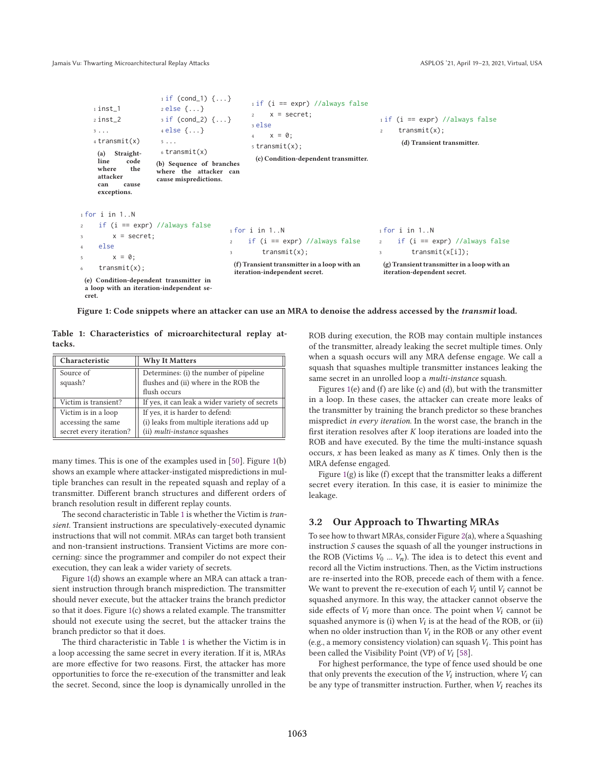```
1 inst_1
2 inst_2
3 ...
4 transmit(x)
```

**(a) Straight-line code where the attacker can cause exceptions.**

```
1 if (cond_1) {...}
2 else {...}
3 if (cond_2) {...}
4 else {...}
5 ...
6 transmit(x)
```

**(b) Sequence of branches where the attacker can cause mispredictions.**

```
1 if (i == expr) //always false
2     x = secret;
3 else
4     x = 0;
5 transmit(x);
```

**(c) Condition-dependent transmitter.**

```
1 if (i == expr) //always false
2     transmit(x);
```

**(d) Transient transmitter.**

```
1 for i in 1..N
2     if (i == expr) //always false
3         x = secret;
4     else
5         x = 0;
6     transmit(x);
```

**(e) Condition-dependent transmitter in a loop with an iteration-independent secret.**

```
1 for i in 1..N
2     if (i == expr) //always false
3         transmit(x);
```

**(f) Transient transmitter in a loop with an iteration-independent secret.**

```
1 for i in 1..N
2     if (i == expr) //always false
3         transmit(x[i]);
```

**(g) Transient transmitter in a loop with an iteration-dependent secret.**

**Figure 1: Code snippets where an attacker can use an MRA to denoise the address accessed by the *transmit* load.**

**Table 1: Characteristics of microarchitectural replay attacks.**

| Characteristic | Why It Matters |
|---|---|
| Source of squash? | Determines: (i) the number of pipeline flushes and (ii) where in the ROB the flush occurs |
| Victim is transient? | If yes, it can leak a wider variety of secrets |
| Victim is in a loop accessing the same secret every iteration? | If yes, it is harder to defend: (i) leaks from multiple iterations add up (ii) *multi-instance* squashes |

many times. This is one of the examples used in [50]. Figure 1(b) shows an example where attacker-instigated mispredictions in multiple branches can result in the repeated squash and replay of a transmitter. Different branch structures and different orders of branch resolution result in different replay counts.

The second characteristic in Table 1 is whether the Victim is *transient*. Transient instructions are speculatively-executed dynamic instructions that will not commit. MRAs can target both transient and non-transient instructions. Transient Victims are more concerning: since the programmer and compiler do not expect their execution, they can leak a wider variety of secrets.

Figure 1(d) shows an example where an MRA can attack a transient instruction through branch misprediction. The transmitter should never execute, but the attacker trains the branch predictor so that it does. Figure 1(c) shows a related example. The transmitter should not execute using the secret, but the attacker trains the branch predictor so that it does.

The third characteristic in Table 1 is whether the Victim is in a loop accessing the same secret in every iteration. If it is, MRAs are more effective for two reasons. First, the attacker has more opportunities to force the re-execution of the transmitter and leak the secret. Second, since the loop is dynamically unrolled in the ROB during execution, the ROB may contain multiple instances of the transmitter, already leaking the secret multiple times. Only when a squash occurs will any MRA defense engage. We call a squash that squashes multiple transmitter instances leaking the same secret in an unrolled loop a *multi-instance* squash.

Figures 1(e) and (f) are like (c) and (d), but with the transmitter in a loop. In these cases, the attacker can create more leaks of the transmitter by training the branch predictor so these branches mispredict *in every iteration*. In the worst case, the branch in the first iteration resolves after $K$ loop iterations are loaded into the ROB and have executed. By the time the multi-instance squash occurs, $x$ has been leaked as many as $K$ times. Only then is the MRA defense engaged.

Figure 1(g) is like (f) except that the transmitter leaks a different secret every iteration. In this case, it is easier to minimize the leakage.

### 3.2 Our Approach to Thwarting MRAs

To see how to thwart MRAs, consider Figure 2(a), where a Squashing instruction $S$ causes the squash of all the younger instructions in the ROB (Victims $V_0$ ... $V_n$). The idea is to detect this event and record all the Victim instructions. Then, as the Victim instructions are re-inserted into the ROB, precede each of them with a fence. We want to prevent the re-execution of each $V_i$ until $V_i$ cannot be squashed anymore. In this way, the attacker cannot observe the side effects of $V_i$ more than once. The point when $V_i$ cannot be squashed anymore is (i) when $V_i$ is at the head of the ROB, or (ii) when no older instruction than $V_i$ in the ROB or any other event (e.g., a memory consistency violation) can squash $V_i$. This point has been called the Visibility Point (VP) of $V_i$ [58].

For highest performance, the type of fence used should be one that only prevents the execution of the $V_i$ instruction, where $V_i$ can be any type of transmitter instruction. Further, when $V_i$ reaches its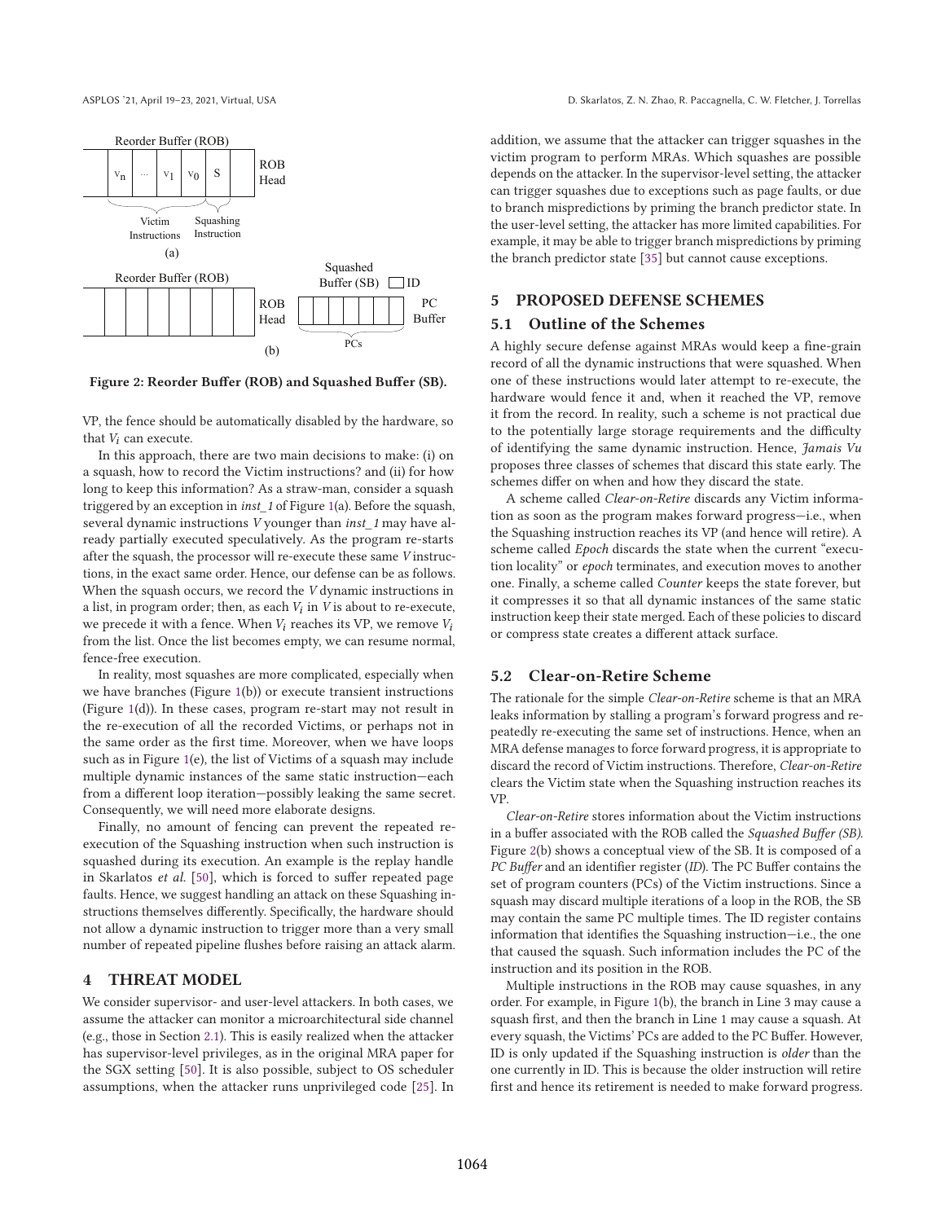Figure 2: Reorder Buffer (ROB) and Squashed Buffer (SB).

VP, the fence should be automatically disabled by the hardware, so that $V_i$ can execute.

In this approach, there are two main decisions to make: (i) on a squash, how to record the Victim instructions? and (ii) for how long to keep this information? As a straw-man, consider a squash triggered by an exception in *inst_1* of Figure 1(a). Before the squash, several dynamic instructions $V$ younger than *inst_1* may have already partially executed speculatively. As the program re-starts after the squash, the processor will re-execute these same $V$ instructions, in the exact same order. Hence, our defense can be as follows. When the squash occurs, we record the $V$ dynamic instructions in a list, in program order; then, as each $V_i$ in $V$ is about to re-execute, we precede it with a fence. When $V_i$ reaches its VP, we remove $V_i$ from the list. Once the list becomes empty, we can resume normal, fence-free execution.

In reality, most squashes are more complicated, especially when we have branches (Figure 1(b)) or execute transient instructions (Figure 1(d)). In these cases, program re-start may not result in the re-execution of all the recorded Victims, or perhaps not in the same order as the first time. Moreover, when we have loops such as in Figure 1(e), the list of Victims of a squash may include multiple dynamic instances of the same static instruction—each from a different loop iteration—possibly leaking the same secret. Consequently, we will need more elaborate designs.

Finally, no amount of fencing can prevent the repeated re-execution of the Squashing instruction when such instruction is squashed during its execution. An example is the replay handle in Skarlatos *et al.* [50], which is forced to suffer repeated page faults. Hence, we suggest handling an attack on these Squashing instructions themselves differently. Specifically, the hardware should not allow a dynamic instruction to trigger more than a very small number of repeated pipeline flushes before raising an attack alarm.

# 4 THREAT MODEL

We consider supervisor- and user-level attackers. In both cases, we assume the attacker can monitor a microarchitectural side channel (e.g., those in Section 2.1). This is easily realized when the attacker has supervisor-level privileges, as in the original MRA paper for the SGX setting [50]. It is also possible, subject to OS scheduler assumptions, when the attacker runs unprivileged code [25]. In addition, we assume that the attacker can trigger squashes in the victim program to perform MRAs. Which squashes are possible depends on the attacker. In the supervisor-level setting, the attacker can trigger squashes due to exceptions such as page faults, or due to branch mispredictions by priming the branch predictor state. In the user-level setting, the attacker has more limited capabilities. For example, it may be able to trigger branch mispredictions by priming the branch predictor state [35] but cannot cause exceptions.

# 5 PROPOSED DEFENSE SCHEMES

## 5.1 Outline of the Schemes

A highly secure defense against MRAs would keep a fine-grain record of all the dynamic instructions that were squashed. When one of these instructions would later attempt to re-execute, the hardware would fence it and, when it reached the VP, remove it from the record. In reality, such a scheme is not practical due to the potentially large storage requirements and the difficulty of identifying the same dynamic instruction. Hence, *Jamais Vu* proposes three classes of schemes that discard this state early. The schemes differ on when and how they discard the state.

A scheme called *Clear-on-Retire* discards any Victim information as soon as the program makes forward progress—i.e., when the Squashing instruction reaches its VP (and hence will retire). A scheme called *Epoch* discards the state when the current "execution locality" or *epoch* terminates, and execution moves to another one. Finally, a scheme called *Counter* keeps the state forever, but it compresses it so that all dynamic instances of the same static instruction keep their state merged. Each of these policies to discard or compress state creates a different attack surface.

## 5.2 Clear-on-Retire Scheme

The rationale for the simple *Clear-on-Retire* scheme is that an MRA leaks information by stalling a program's forward progress and repeatedly re-executing the same set of instructions. Hence, when an MRA defense manages to force forward progress, it is appropriate to discard the record of Victim instructions. Therefore, *Clear-on-Retire* clears the Victim state when the Squashing instruction reaches its VP.

*Clear-on-Retire* stores information about the Victim instructions in a buffer associated with the ROB called the *Squashed Buffer (SB)*. Figure 2(b) shows a conceptual view of the SB. It is composed of a *PC Buffer* and an identifier register (*ID*). The PC Buffer contains the set of program counters (PCs) of the Victim instructions. Since a squash may discard multiple iterations of a loop in the ROB, the SB may contain the same PC multiple times. The ID register contains information that identifies the Squashing instruction—i.e., the one that caused the squash. Such information includes the PC of the instruction and its position in the ROB.

Multiple instructions in the ROB may cause squashes, in any order. For example, in Figure 1(b), the branch in Line 3 may cause a squash first, and then the branch in Line 1 may cause a squash. At every squash, the Victims' PCs are added to the PC Buffer. However, ID is only updated if the Squashing instruction is *older* than the one currently in ID. This is because the older instruction will retire first and hence its retirement is needed to make forward progress.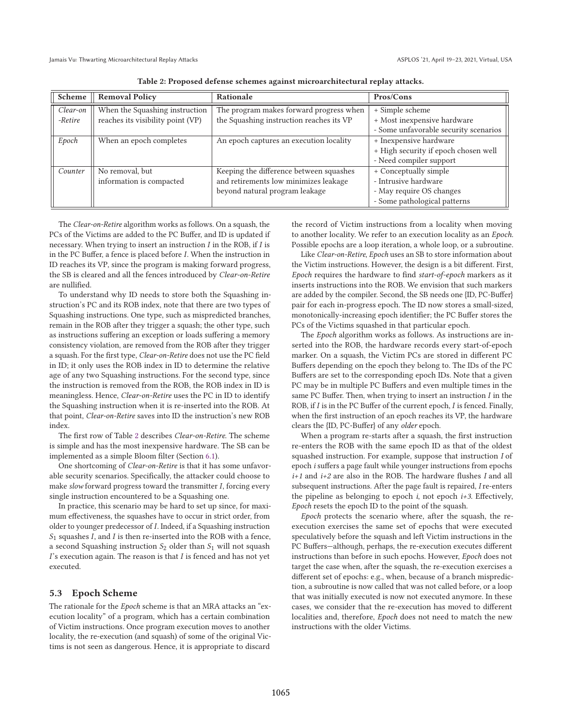Table 2: Proposed defense schemes against microarchitectural replay attacks.

| Scheme | Removal Policy | Rationale | Pros/Cons |
|---|---|---|---|
| *Clear-on-Retire* | When the Squashing instruction reaches its visibility point (VP) | The program makes forward progress when the Squashing instruction reaches its VP | + Simple scheme<br>+ Most inexpensive hardware<br>- Some unfavorable security scenarios |
| *Epoch* | When an epoch completes | An epoch captures an execution locality | + Inexpensive hardware<br>+ High security if epoch chosen well<br>- Need compiler support |
| *Counter* | No removal, but information is compacted | Keeping the difference between squashes and retirements low minimizes leakage beyond natural program leakage | + Conceptually simple<br>- Intrusive hardware<br>- May require OS changes<br>- Some pathological patterns |

The *Clear-on-Retire* algorithm works as follows. On a squash, the PCs of the Victims are added to the PC Buffer, and ID is updated if necessary. When trying to insert an instruction *I* in the ROB, if *I* is in the PC Buffer, a fence is placed before *I*. When the instruction in ID reaches its VP, since the program is making forward progress, the SB is cleared and all the fences introduced by *Clear-on-Retire* are nullified.

To understand why ID needs to store both the Squashing instruction's PC and its ROB index, note that there are two types of Squashing instructions. One type, such as mispredicted branches, remain in the ROB after they trigger a squash; the other type, such as instructions suffering an exception or loads suffering a memory consistency violation, are removed from the ROB after they trigger a squash. For the first type, *Clear-on-Retire* does not use the PC field in ID; it only uses the ROB index in ID to determine the relative age of any two Squashing instructions. For the second type, since the instruction is removed from the ROB, the ROB index in ID is meaningless. Hence, *Clear-on-Retire* uses the PC in ID to identify the Squashing instruction when it is re-inserted into the ROB. At that point, *Clear-on-Retire* saves into ID the instruction's new ROB index.

The first row of Table 2 describes *Clear-on-Retire*. The scheme is simple and has the most inexpensive hardware. The SB can be implemented as a simple Bloom filter (Section 6.1).

One shortcoming of *Clear-on-Retire* is that it has some unfavorable security scenarios. Specifically, the attacker could choose to make *slow* forward progress toward the transmitter *I*, forcing every single instruction encountered to be a Squashing one.

In practice, this scenario may be hard to set up since, for maximum effectiveness, the squashes have to occur in strict order, from older to younger predecessor of *I*. Indeed, if a Squashing instruction $S_1$ squashes *I*, and *I* is then re-inserted into the ROB with a fence, a second Squashing instruction $S_2$ older than $S_1$ will not squash *I*'s execution again. The reason is that *I* is fenced and has not yet executed.

### 5.3 Epoch Scheme

The rationale for the *Epoch* scheme is that an MRA attacks an "execution locality" of a program, which has a certain combination of Victim instructions. Once program execution moves to another locality, the re-execution (and squash) of some of the original Victims is not seen as dangerous. Hence, it is appropriate to discard the record of Victim instructions from a locality when moving to another locality. We refer to an execution locality as an *Epoch*. Possible epochs are a loop iteration, a whole loop, or a subroutine.

Like *Clear-on-Retire*, *Epoch* uses an SB to store information about the Victim instructions. However, the design is a bit different. First, *Epoch* requires the hardware to find *start-of-epoch* markers as it inserts instructions into the ROB. We envision that such markers are added by the compiler. Second, the SB needs one {ID, PC-Buffer} pair for each in-progress epoch. The ID now stores a small-sized, monotonically-increasing epoch identifier; the PC Buffer stores the PCs of the Victims squashed in that particular epoch.

The *Epoch* algorithm works as follows. As instructions are inserted into the ROB, the hardware records every start-of-epoch marker. On a squash, the Victim PCs are stored in different PC Buffers depending on the epoch they belong to. The IDs of the PC Buffers are set to the corresponding epoch IDs. Note that a given PC may be in multiple PC Buffers and even multiple times in the same PC Buffer. Then, when trying to insert an instruction *I* in the ROB, if *I* is in the PC Buffer of the current epoch, *I* is fenced. Finally, when the first instruction of an epoch reaches its VP, the hardware clears the {ID, PC-Buffer} of any *older* epoch.

When a program re-starts after a squash, the first instruction re-enters the ROB with the same epoch ID as that of the oldest squashed instruction. For example, suppose that instruction *I* of epoch *i* suffers a page fault while younger instructions from epochs *i+1* and *i+2* are also in the ROB. The hardware flushes *I* and all subsequent instructions. After the page fault is repaired, *I* re-enters the pipeline as belonging to epoch *i*, not epoch *i+3*. Effectively, *Epoch* resets the epoch ID to the point of the squash.

*Epoch* protects the scenario where, after the squash, the re-execution exercises the same set of epochs that were executed speculatively before the squash and left Victim instructions in the PC Buffers—although, perhaps, the re-execution executes different instructions than before in such epochs. However, *Epoch* does not target the case when, after the squash, the re-execution exercises a different set of epochs: e.g., when, because of a branch misprediction, a subroutine is now called that was not called before, or a loop that was initially executed is now not executed anymore. In these cases, we consider that the re-execution has moved to different localities and, therefore, *Epoch* does not need to match the new instructions with the older Victims.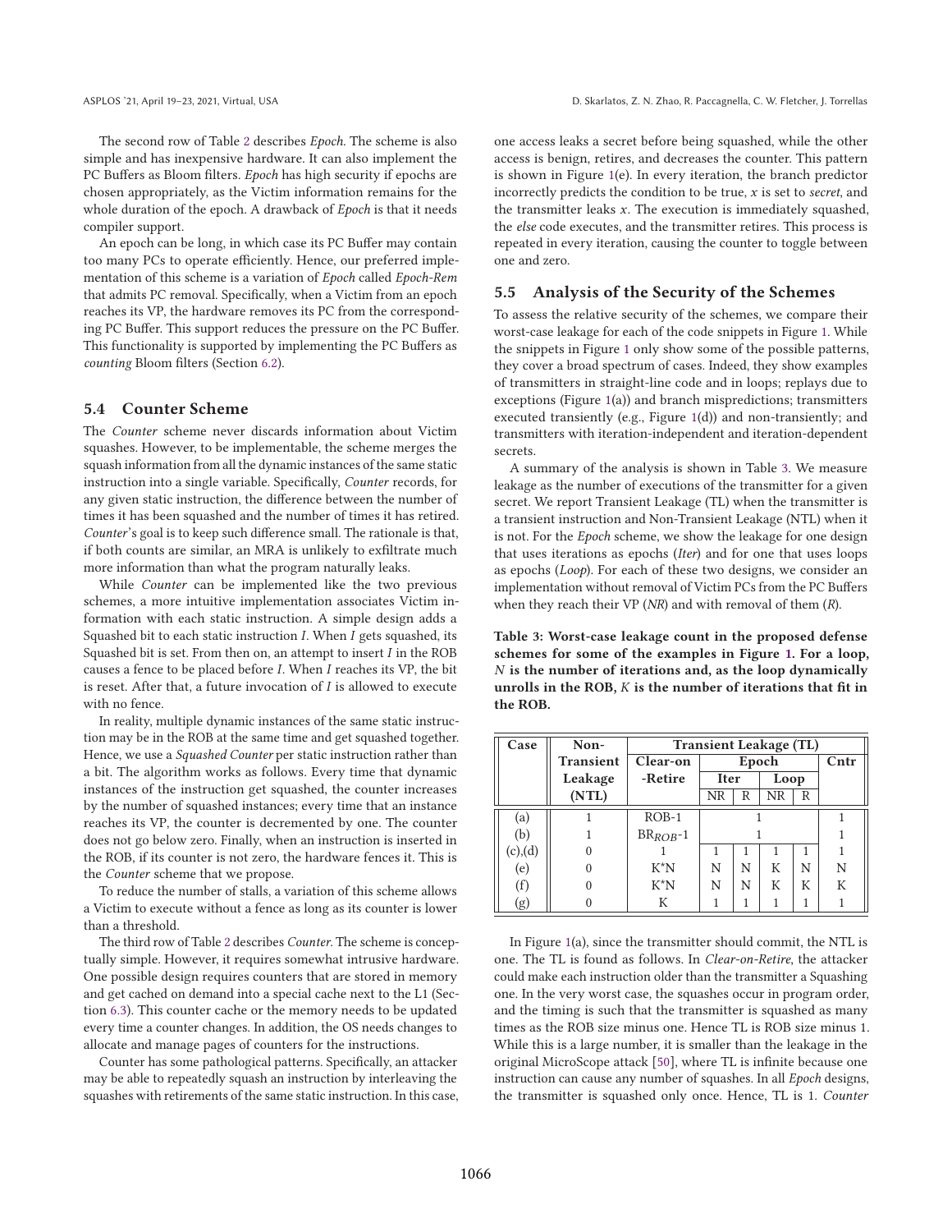The second row of Table 2 describes *Epoch*. The scheme is also simple and has inexpensive hardware. It can also implement the PC Buffers as Bloom filters. *Epoch* has high security if epochs are chosen appropriately, as the Victim information remains for the whole duration of the epoch. A drawback of *Epoch* is that it needs compiler support.

An epoch can be long, in which case its PC Buffer may contain too many PCs to operate efficiently. Hence, our preferred implementation of this scheme is a variation of *Epoch* called *Epoch-Rem* that admits PC removal. Specifically, when a Victim from an epoch reaches its VP, the hardware removes its PC from the corresponding PC Buffer. This support reduces the pressure on the PC Buffer. This functionality is supported by implementing the PC Buffers as *counting* Bloom filters (Section 6.2).

## 5.4 Counter Scheme

The *Counter* scheme never discards information about Victim squashes. However, to be implementable, the scheme merges the squash information from all the dynamic instances of the same static instruction into a single variable. Specifically, *Counter* records, for any given static instruction, the difference between the number of times it has been squashed and the number of times it has retired. *Counter*'s goal is to keep such difference small. The rationale is that, if both counts are similar, an MRA is unlikely to exfiltrate much more information than what the program naturally leaks.

While *Counter* can be implemented like the two previous schemes, a more intuitive implementation associates Victim information with each static instruction. A simple design adds a Squashed bit to each static instruction $I$. When $I$ gets squashed, its Squashed bit is set. From then on, an attempt to insert $I$ in the ROB causes a fence to be placed before $I$. When $I$ reaches its VP, the bit is reset. After that, a future invocation of $I$ is allowed to execute with no fence.

In reality, multiple dynamic instances of the same static instruction may be in the ROB at the same time and get squashed together. Hence, we use a *Squashed Counter* per static instruction rather than a bit. The algorithm works as follows. Every time that dynamic instances of the instruction get squashed, the counter increases by the number of squashed instances; every time that an instance reaches its VP, the counter is decremented by one. The counter does not go below zero. Finally, when an instruction is inserted in the ROB, if its counter is not zero, the hardware fences it. This is the *Counter* scheme that we propose.

To reduce the number of stalls, a variation of this scheme allows a Victim to execute without a fence as long as its counter is lower than a threshold.

The third row of Table 2 describes *Counter*. The scheme is conceptually simple. However, it requires somewhat intrusive hardware. One possible design requires counters that are stored in memory and get cached on demand into a special cache next to the L1 (Section 6.3). This counter cache or the memory needs to be updated every time a counter changes. In addition, the OS needs changes to allocate and manage pages of counters for the instructions.

Counter has some pathological patterns. Specifically, an attacker may be able to repeatedly squash an instruction by interleaving the squashes with retirements of the same static instruction. In this case, one access leaks a secret before being squashed, while the other access is benign, retires, and decreases the counter. This pattern is shown in Figure 1(e). In every iteration, the branch predictor incorrectly predicts the condition to be true, $x$ is set to *secret*, and the transmitter leaks $x$. The execution is immediately squashed, the *else* code executes, and the transmitter retires. This process is repeated in every iteration, causing the counter to toggle between one and zero.

## 5.5 Analysis of the Security of the Schemes

To assess the relative security of the schemes, we compare their worst-case leakage for each of the code snippets in Figure 1. While the snippets in Figure 1 only show some of the possible patterns, they cover a broad spectrum of cases. Indeed, they show examples of transmitters in straight-line code and in loops; replays due to exceptions (Figure 1(a)) and branch mispredictions; transmitters executed transiently (e.g., Figure 1(d)) and non-transiently; and transmitters with iteration-independent and iteration-dependent secrets.

A summary of the analysis is shown in Table 3. We measure leakage as the number of executions of the transmitter for a given secret. We report Transient Leakage (TL) when the transmitter is a transient instruction and Non-Transient Leakage (NTL) when it is not. For the *Epoch* scheme, we show the leakage for one design that uses iterations as epochs (*Iter*) and for one that uses loops as epochs (*Loop*). For each of these two designs, we consider an implementation without removal of Victim PCs from the PC Buffers when they reach their VP (*NR*) and with removal of them (*R*).

**Table 3: Worst-case leakage count in the proposed defense schemes for some of the examples in Figure 1. For a loop, $N$ is the number of iterations and, as the loop dynamically unrolls in the ROB, $K$ is the number of iterations that fit in the ROB.**

| Case | Non-Transient Leakage (NTL) | Transient Leakage (TL) | | | | | |
|---|---|---|---|---|---|---|---|
| | | Clear-on -Retire | Epoch | | | | Cntr |
| | | | Iter | | Loop | | |
| | | | NR | R | NR | R | |
| (a) | 1 | ROB-1 | 1 | | | | 1 |
| (b) | 1 | $BR_{ROB}$-1 | 1 | | | | 1 |
| (c),(d) | 0 | 1 | 1 | 1 | 1 | 1 | 1 |
| (e) | 0 | K*N | N | N | K | N | N |
| (f) | 0 | K*N | N | N | K | K | K |
| (g) | 0 | K | 1 | 1 | 1 | 1 | 1 |

In Figure 1(a), since the transmitter should commit, the NTL is one. The TL is found as follows. In *Clear-on-Retire*, the attacker could make each instruction older than the transmitter a Squashing one. In the very worst case, the squashes occur in program order, and the timing is such that the transmitter is squashed as many times as the ROB size minus one. Hence TL is ROB size minus 1. While this is a large number, it is smaller than the leakage in the original MicroScope attack [50], where TL is infinite because one instruction can cause any number of squashes. In all *Epoch* designs, the transmitter is squashed only once. Hence, TL is 1. *Counter*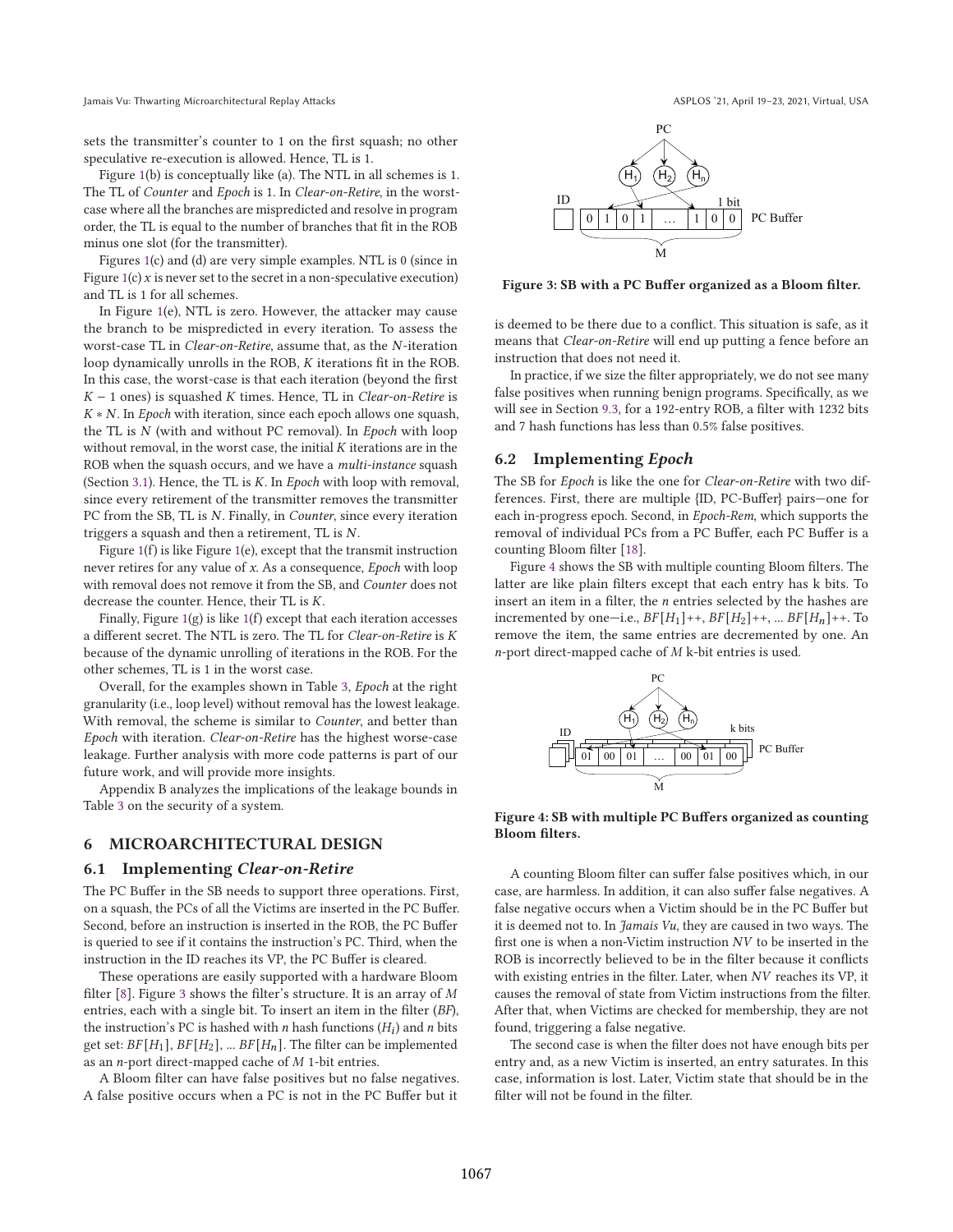sets the transmitter's counter to 1 on the first squash; no other speculative re-execution is allowed. Hence, TL is 1.

Figure 1(b) is conceptually like (a). The NTL in all schemes is 1. The TL of *Counter* and *Epoch* is 1. In *Clear-on-Retire*, in the worst-case where all the branches are mispredicted and resolve in program order, the TL is equal to the number of branches that fit in the ROB minus one slot (for the transmitter).

Figures 1(c) and (d) are very simple examples. NTL is 0 (since in Figure 1(c) $x$ is never set to the secret in a non-speculative execution) and TL is 1 for all schemes.

In Figure 1(e), NTL is zero. However, the attacker may cause the branch to be mispredicted in every iteration. To assess the worst-case TL in *Clear-on-Retire*, assume that, as the $N$-iteration loop dynamically unrolls in the ROB, $K$ iterations fit in the ROB. In this case, the worst-case is that each iteration (beyond the first $K - 1$ ones) is squashed $K$ times. Hence, TL in *Clear-on-Retire* is $K * N$. In *Epoch* with iteration, since each epoch allows one squash, the TL is $N$ (with and without PC removal). In *Epoch* with loop without removal, in the worst case, the initial $K$ iterations are in the ROB when the squash occurs, and we have a *multi-instance* squash (Section 3.1). Hence, the TL is $K$. In *Epoch* with loop with removal, since every retirement of the transmitter removes the transmitter PC from the SB, TL is $N$. Finally, in *Counter*, since every iteration triggers a squash and then a retirement, TL is $N$.

Figure 1(f) is like Figure 1(e), except that the transmit instruction never retires for any value of $x$. As a consequence, *Epoch* with loop with removal does not remove it from the SB, and *Counter* does not decrease the counter. Hence, their TL is $K$.

Finally, Figure 1(g) is like 1(f) except that each iteration accesses a different secret. The NTL is zero. The TL for *Clear-on-Retire* is $K$ because of the dynamic unrolling of iterations in the ROB. For the other schemes, TL is 1 in the worst case.

Overall, for the examples shown in Table 3, *Epoch* at the right granularity (i.e., loop level) without removal has the lowest leakage. With removal, the scheme is similar to *Counter*, and better than *Epoch* with iteration. *Clear-on-Retire* has the highest worse-case leakage. Further analysis with more code patterns is part of our future work, and will provide more insights.

Appendix B analyzes the implications of the leakage bounds in Table 3 on the security of a system.

## 6 MICROARCHITECTURAL DESIGN

### 6.1 Implementing *Clear-on-Retire*

The PC Buffer in the SB needs to support three operations. First, on a squash, the PCs of all the Victims are inserted in the PC Buffer. Second, before an instruction is inserted in the ROB, the PC Buffer is queried to see if it contains the instruction's PC. Third, when the instruction in the ID reaches its VP, the PC Buffer is cleared.

These operations are easily supported with a hardware Bloom filter [8]. Figure 3 shows the filter's structure. It is an array of $M$ entries, each with a single bit. To insert an item in the filter (*BF*), the instruction's PC is hashed with $n$ hash functions ($H_i$) and $n$ bits get set: $BF[H_1]$, $BF[H_2]$, ... $BF[H_n]$. The filter can be implemented as an $n$-port direct-mapped cache of $M$ 1-bit entries.

A Bloom filter can have false positives but no false negatives. A false positive occurs when a PC is not in the PC Buffer but it is deemed to be there due to a conflict. This situation is safe, as it means that *Clear-on-Retire* will end up putting a fence before an instruction that does not need it.

**Figure 3: SB with a PC Buffer organized as a Bloom filter.**

In practice, if we size the filter appropriately, we do not see many false positives when running benign programs. Specifically, as we will see in Section 9.3, for a 192-entry ROB, a filter with 1232 bits and 7 hash functions has less than 0.5% false positives.

### 6.2 Implementing *Epoch*

The SB for *Epoch* is like the one for *Clear-on-Retire* with two differences. First, there are multiple {ID, PC-Buffer} pairs—one for each in-progress epoch. Second, in *Epoch-Rem*, which supports the removal of individual PCs from a PC Buffer, each PC Buffer is a counting Bloom filter [18].

Figure 4 shows the SB with multiple counting Bloom filters. The latter are like plain filters except that each entry has k bits. To insert an item in a filter, the $n$ entries selected by the hashes are incremented by one—i.e., $BF[H_1]$++, $BF[H_2]$++, ... $BF[H_n]$++. To remove the item, the same entries are decremented by one. An $n$-port direct-mapped cache of $M$ k-bit entries is used.

**Figure 4: SB with multiple PC Buffers organized as counting Bloom filters.**

A counting Bloom filter can suffer false positives which, in our case, are harmless. In addition, it can also suffer false negatives. A false negative occurs when a Victim should be in the PC Buffer but it is deemed not to. In *Jamais Vu*, they are caused in two ways. The first one is when a non-Victim instruction $NV$ to be inserted in the ROB is incorrectly believed to be in the filter because it conflicts with existing entries in the filter. Later, when $NV$ reaches its VP, it causes the removal of state from Victim instructions from the filter. After that, when Victims are checked for membership, they are not found, triggering a false negative.

The second case is when the filter does not have enough bits per entry and, as a new Victim is inserted, an entry saturates. In this case, information is lost. Later, Victim state that should be in the filter will not be found in the filter.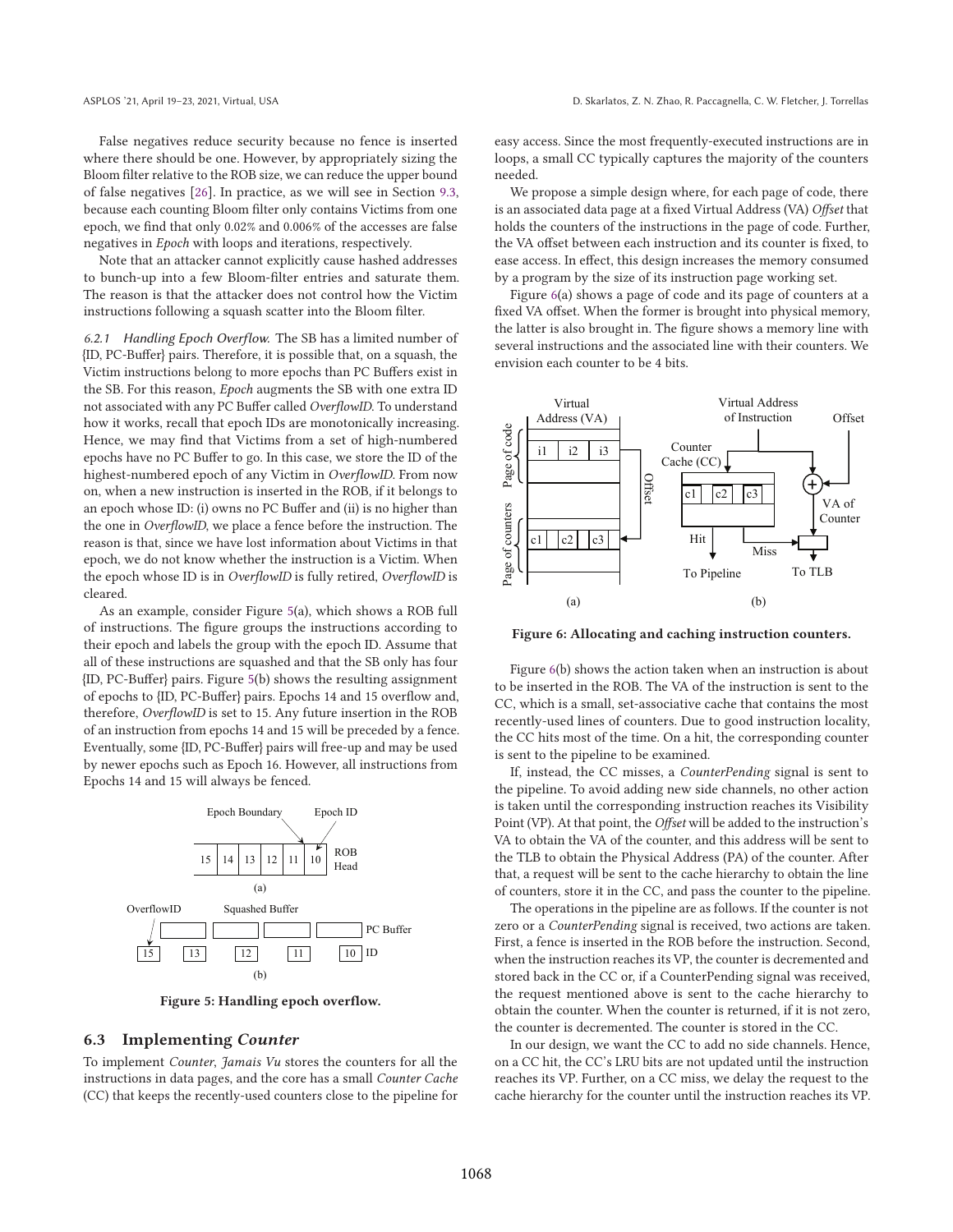False negatives reduce security because no fence is inserted where there should be one. However, by appropriately sizing the Bloom filter relative to the ROB size, we can reduce the upper bound of false negatives [26]. In practice, as we will see in Section 9.3, because each counting Bloom filter only contains Victims from one epoch, we find that only 0.02% and 0.006% of the accesses are false negatives in *Epoch* with loops and iterations, respectively.

Note that an attacker cannot explicitly cause hashed addresses to bunch-up into a few Bloom-filter entries and saturate them. The reason is that the attacker does not control how the Victim instructions following a squash scatter into the Bloom filter.

*6.2.1 Handling Epoch Overflow.* The SB has a limited number of {ID, PC-Buffer} pairs. Therefore, it is possible that, on a squash, the Victim instructions belong to more epochs than PC Buffers exist in the SB. For this reason, *Epoch* augments the SB with one extra ID not associated with any PC Buffer called *OverflowID*. To understand how it works, recall that epoch IDs are monotonically increasing. Hence, we may find that Victims from a set of high-numbered epochs have no PC Buffer to go. In this case, we store the ID of the highest-numbered epoch of any Victim in *OverflowID*. From now on, when a new instruction is inserted in the ROB, if it belongs to an epoch whose ID: (i) owns no PC Buffer and (ii) is no higher than the one in *OverflowID*, we place a fence before the instruction. The reason is that, since we have lost information about Victims in that epoch, we do not know whether the instruction is a Victim. When the epoch whose ID is in *OverflowID* is fully retired, *OverflowID* is cleared.

As an example, consider Figure 5(a), which shows a ROB full of instructions. The figure groups the instructions according to their epoch and labels the group with the epoch ID. Assume that all of these instructions are squashed and that the SB only has four {ID, PC-Buffer} pairs. Figure 5(b) shows the resulting assignment of epochs to {ID, PC-Buffer} pairs. Epochs 14 and 15 overflow and, therefore, *OverflowID* is set to 15. Any future insertion in the ROB of an instruction from epochs 14 and 15 will be preceded by a fence. Eventually, some {ID, PC-Buffer} pairs will free-up and may be used by newer epochs such as Epoch 16. However, all instructions from Epochs 14 and 15 will always be fenced.

**Figure 5: Handling epoch overflow.**

## 6.3 Implementing *Counter*

To implement *Counter*, *Jamais Vu* stores the counters for all the instructions in data pages, and the core has a small *Counter Cache* (CC) that keeps the recently-used counters close to the pipeline for easy access. Since the most frequently-executed instructions are in loops, a small CC typically captures the majority of the counters needed.

We propose a simple design where, for each page of code, there is an associated data page at a fixed Virtual Address (VA) *Offset* that holds the counters of the instructions in the page of code. Further, the VA offset between each instruction and its counter is fixed, to ease access. In effect, this design increases the memory consumed by a program by the size of its instruction page working set.

Figure 6(a) shows a page of code and its page of counters at a fixed VA offset. When the former is brought into physical memory, the latter is also brought in. The figure shows a memory line with several instructions and the associated line with their counters. We envision each counter to be 4 bits.

**Figure 6: Allocating and caching instruction counters.**

Figure 6(b) shows the action taken when an instruction is about to be inserted in the ROB. The VA of the instruction is sent to the CC, which is a small, set-associative cache that contains the most recently-used lines of counters. Due to good instruction locality, the CC hits most of the time. On a hit, the corresponding counter is sent to the pipeline to be examined.

If, instead, the CC misses, a *CounterPending* signal is sent to the pipeline. To avoid adding new side channels, no other action is taken until the corresponding instruction reaches its Visibility Point (VP). At that point, the *Offset* will be added to the instruction's VA to obtain the VA of the counter, and this address will be sent to the TLB to obtain the Physical Address (PA) of the counter. After that, a request will be sent to the cache hierarchy to obtain the line of counters, store it in the CC, and pass the counter to the pipeline.

The operations in the pipeline are as follows. If the counter is not zero or a *CounterPending* signal is received, two actions are taken. First, a fence is inserted in the ROB before the instruction. Second, when the instruction reaches its VP, the counter is decremented and stored back in the CC or, if a CounterPending signal was received, the request mentioned above is sent to the cache hierarchy to obtain the counter. When the counter is returned, if it is not zero, the counter is decremented. The counter is stored in the CC.

In our design, we want the CC to add no side channels. Hence, on a CC hit, the CC's LRU bits are not updated until the instruction reaches its VP. Further, on a CC miss, we delay the request to the cache hierarchy for the counter until the instruction reaches its VP.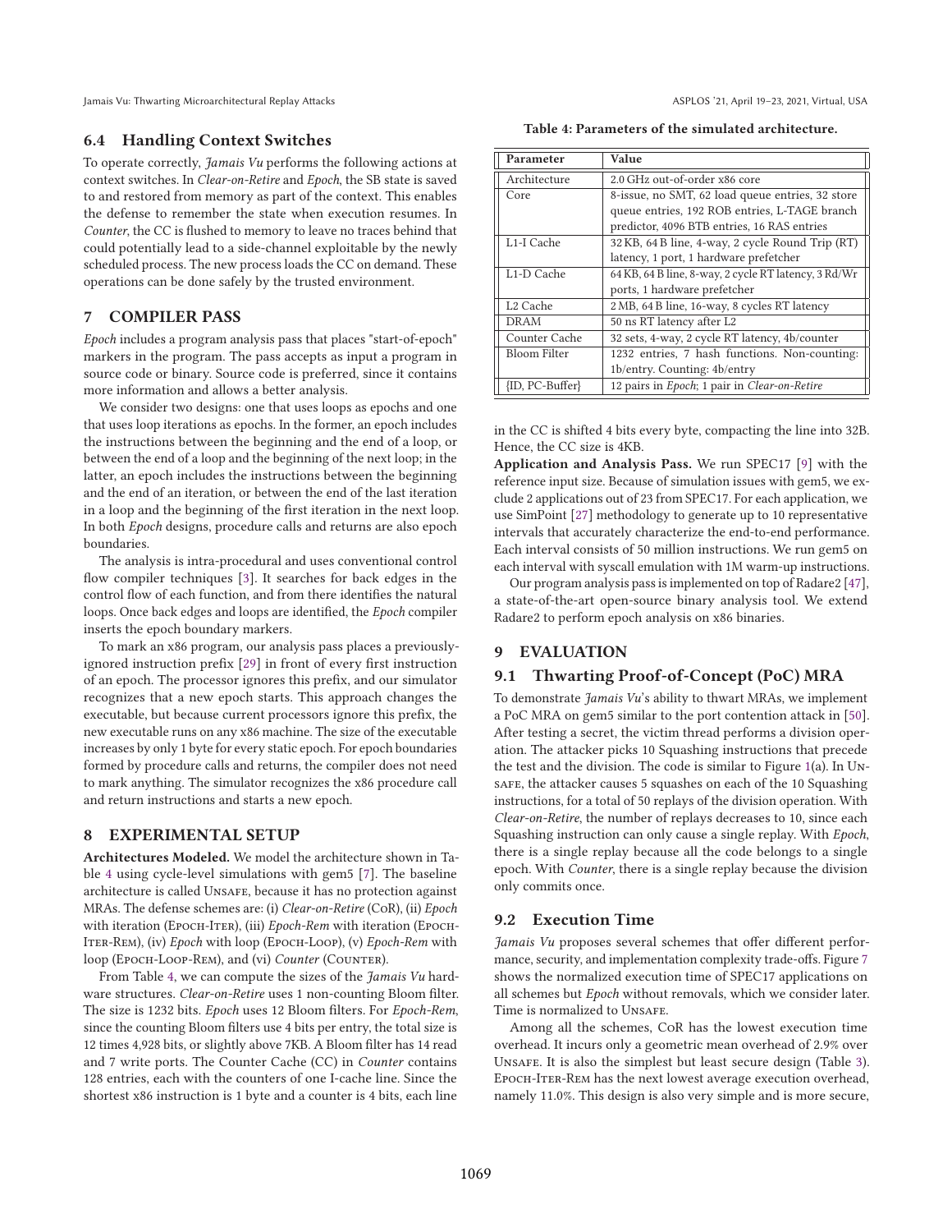### 6.4 Handling Context Switches

To operate correctly, *Jamais Vu* performs the following actions at context switches. In *Clear-on-Retire* and *Epoch*, the SB state is saved to and restored from memory as part of the context. This enables the defense to remember the state when execution resumes. In *Counter*, the CC is flushed to memory to leave no traces behind that could potentially lead to a side-channel exploitable by the newly scheduled process. The new process loads the CC on demand. These operations can be done safely by the trusted environment.

## 7 COMPILER PASS

*Epoch* includes a program analysis pass that places "start-of-epoch" markers in the program. The pass accepts as input a program in source code or binary. Source code is preferred, since it contains more information and allows a better analysis.

We consider two designs: one that uses loops as epochs and one that uses loop iterations as epochs. In the former, an epoch includes the instructions between the beginning and the end of a loop, or between the end of a loop and the beginning of the next loop; in the latter, an epoch includes the instructions between the beginning and the end of an iteration, or between the end of the last iteration in a loop and the beginning of the first iteration in the next loop. In both *Epoch* designs, procedure calls and returns are also epoch boundaries.

The analysis is intra-procedural and uses conventional control flow compiler techniques [3]. It searches for back edges in the control flow of each function, and from there identifies the natural loops. Once back edges and loops are identified, the *Epoch* compiler inserts the epoch boundary markers.

To mark an x86 program, our analysis pass places a previously-ignored instruction prefix [29] in front of every first instruction of an epoch. The processor ignores this prefix, and our simulator recognizes that a new epoch starts. This approach changes the executable, but because current processors ignore this prefix, the new executable runs on any x86 machine. The size of the executable increases by only 1 byte for every static epoch. For epoch boundaries formed by procedure calls and returns, the compiler does not need to mark anything. The simulator recognizes the x86 procedure call and return instructions and starts a new epoch.

## 8 EXPERIMENTAL SETUP

**Architectures Modeled.** We model the architecture shown in Table 4 using cycle-level simulations with gem5 [7]. The baseline architecture is called UNSAFE, because it has no protection against MRAs. The defense schemes are: (i) *Clear-on-Retire* (CoR), (ii) *Epoch* with iteration (EPOCH-ITER), (iii) *Epoch-Rem* with iteration (EPOCH-ITER-REM), (iv) *Epoch* with loop (EPOCH-LOOP), (v) *Epoch-Rem* with loop (EPOCH-LOOP-REM), and (vi) *Counter* (COUNTER).

From Table 4, we can compute the sizes of the *Jamais Vu* hardware structures. *Clear-on-Retire* uses 1 non-counting Bloom filter. The size is 1232 bits. *Epoch* uses 12 Bloom filters. For *Epoch-Rem*, since the counting Bloom filters use 4 bits per entry, the total size is 12 times 4,928 bits, or slightly above 7KB. A Bloom filter has 14 read and 7 write ports. The Counter Cache (CC) in *Counter* contains 128 entries, each with the counters of one I-cache line. Since the shortest x86 instruction is 1 byte and a counter is 4 bits, each line in the CC is shifted 4 bits every byte, compacting the line into 32B. Hence, the CC size is 4KB.

**Table 4: Parameters of the simulated architecture.**

| Parameter | Value |
|---|---|
| Architecture | 2.0 GHz out-of-order x86 core |
| Core | 8-issue, no SMT, 62 load queue entries, 32 store queue entries, 192 ROB entries, L-TAGE branch predictor, 4096 BTB entries, 16 RAS entries |
| L1-I Cache | 32 KB, 64 B line, 4-way, 2 cycle Round Trip (RT) latency, 1 port, 1 hardware prefetcher |
| L1-D Cache | 64 KB, 64 B line, 8-way, 2 cycle RT latency, 3 Rd/Wr ports, 1 hardware prefetcher |
| L2 Cache | 2 MB, 64 B line, 16-way, 8 cycles RT latency |
| DRAM | 50 ns RT latency after L2 |
| Counter Cache | 32 sets, 4-way, 2 cycle RT latency, 4b/counter |
| Bloom Filter | 1232 entries, 7 hash functions. Non-counting: 1b/entry. Counting: 4b/entry |
| {ID, PC-Buffer} | 12 pairs in *Epoch*; 1 pair in *Clear-on-Retire* |

**Application and Analysis Pass.** We run SPEC17 [9] with the reference input size. Because of simulation issues with gem5, we exclude 2 applications out of 23 from SPEC17. For each application, we use SimPoint [27] methodology to generate up to 10 representative intervals that accurately characterize the end-to-end performance. Each interval consists of 50 million instructions. We run gem5 on each interval with syscall emulation with 1M warm-up instructions.

Our program analysis pass is implemented on top of Radare2 [47], a state-of-the-art open-source binary analysis tool. We extend Radare2 to perform epoch analysis on x86 binaries.

## 9 EVALUATION

### 9.1 Thwarting Proof-of-Concept (PoC) MRA

To demonstrate *Jamais Vu*'s ability to thwart MRAs, we implement a PoC MRA on gem5 similar to the port contention attack in [50]. After testing a secret, the victim thread performs a division operation. The attacker picks 10 Squashing instructions that precede the test and the division. The code is similar to Figure 1(a). In UNSAFE, the attacker causes 5 squashes on each of the 10 Squashing instructions, for a total of 50 replays of the division operation. With *Clear-on-Retire*, the number of replays decreases to 10, since each Squashing instruction can only cause a single replay. With *Epoch*, there is a single replay because all the code belongs to a single epoch. With *Counter*, there is a single replay because the division only commits once.

### 9.2 Execution Time

*Jamais Vu* proposes several schemes that offer different performance, security, and implementation complexity trade-offs. Figure 7 shows the normalized execution time of SPEC17 applications on all schemes but *Epoch* without removals, which we consider later. Time is normalized to UNSAFE.

Among all the schemes, CoR has the lowest execution time overhead. It incurs only a geometric mean overhead of 2.9% over UNSAFE. It is also the simplest but least secure design (Table 3). EPOCH-ITER-REM has the next lowest average execution overhead, namely 11.0%. This design is also very simple and is more secure,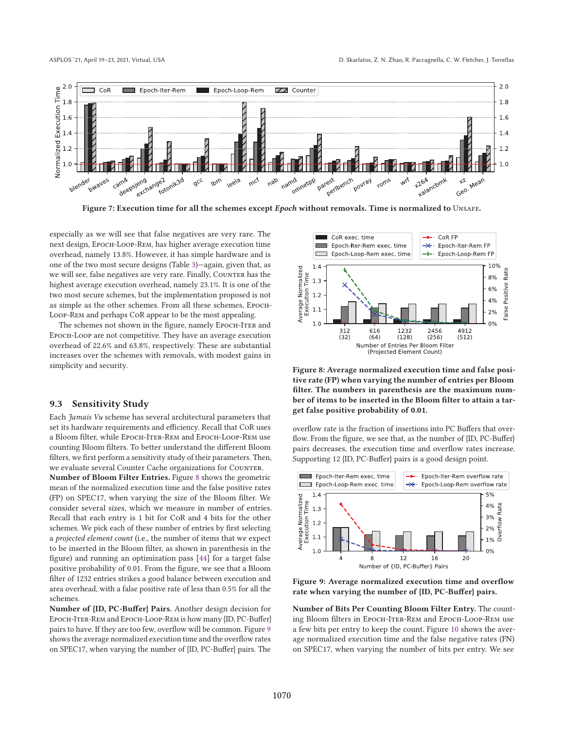**Figure 7: Execution time for all the schemes except *Epoch* without removals. Time is normalized to Unsafe.**

especially as we will see that false negatives are very rare. The next design, Epoch-Loop-Rem, has higher average execution time overhead, namely 13.8%. However, it has simple hardware and is one of the two most secure designs (Table 3)—again, given that, as we will see, false negatives are very rare. Finally, Counter has the highest average execution overhead, namely 23.1%. It is one of the two most secure schemes, but the implementation proposed is not as simple as the other schemes. From all these schemes, Epoch-Loop-Rem and perhaps CoR appear to be the most appealing.

The schemes not shown in the figure, namely Epoch-Iter and Epoch-Loop are not competitive. They have an average execution overhead of 22.6% and 63.8%, respectively. These are substantial increases over the schemes with removals, with modest gains in simplicity and security.

## 9.3 Sensitivity Study

Each *Jamais Vu* scheme has several architectural parameters that set its hardware requirements and efficiency. Recall that CoR uses a Bloom filter, while Epoch-Iter-Rem and Epoch-Loop-Rem use counting Bloom filters. To better understand the different Bloom filters, we first perform a sensitivity study of their parameters. Then, we evaluate several Counter Cache organizations for Counter.

**Number of Bloom Filter Entries.** Figure 8 shows the geometric mean of the normalized execution time and the false positive rates (FP) on SPEC17, when varying the size of the Bloom filter. We consider several sizes, which we measure in number of entries. Recall that each entry is 1 bit for CoR and 4 bits for the other schemes. We pick each of these number of entries by first selecting a *projected element count* (i.e., the number of items that we expect to be inserted in the Bloom filter, as shown in parenthesis in the figure) and running an optimization pass [44] for a target false positive probability of 0.01. From the figure, we see that a Bloom filter of 1232 entries strikes a good balance between execution and area overhead, with a false positive rate of less than 0.5% for all the schemes.

**Number of {ID, PC-Buffer} Pairs.** Another design decision for Epoch-Iter-Rem and Epoch-Loop-Rem is how many {ID, PC-Buffer} pairs to have. If they are too few, overflow will be common. Figure 9 shows the average normalized execution time and the overflow rates on SPEC17, when varying the number of {ID, PC-Buffer} pairs. The overflow rate is the fraction of insertions into PC Buffers that overflow. From the figure, we see that, as the number of {ID, PC-Buffer} pairs decreases, the execution time and overflow rates increase. Supporting 12 {ID, PC-Buffer} pairs is a good design point.

**Figure 8: Average normalized execution time and false positive rate (FP) when varying the number of entries per Bloom filter. The numbers in parenthesis are the maximum number of items to be inserted in the Bloom filter to attain a target false positive probability of 0.01.**

**Figure 9: Average normalized execution time and overflow rate when varying the number of {ID, PC-Buffer} pairs.**

**Number of Bits Per Counting Bloom Filter Entry.** The counting Bloom filters in Epoch-Iter-Rem and Epoch-Loop-Rem use a few bits per entry to keep the count. Figure 10 shows the average normalized execution time and the false negative rates (FN) on SPEC17, when varying the number of bits per entry. We see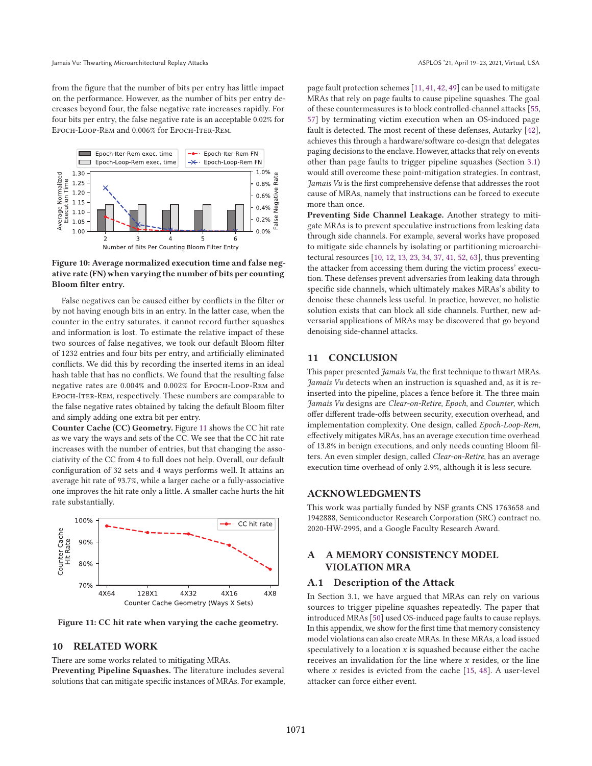from the figure that the number of bits per entry has little impact on the performance. However, as the number of bits per entry decreases beyond four, the false negative rate increases rapidly. For four bits per entry, the false negative rate is an acceptable 0.02% for Epoch-Loop-Rem and 0.006% for Epoch-Iter-Rem.

Figure 10: Average normalized execution time and false negative rate (FN) when varying the number of bits per counting Bloom filter entry.

False negatives can be caused either by conflicts in the filter or by not having enough bits in an entry. In the latter case, when the counter in the entry saturates, it cannot record further squashes and information is lost. To estimate the relative impact of these two sources of false negatives, we took our default Bloom filter of 1232 entries and four bits per entry, and artificially eliminated conflicts. We did this by recording the inserted items in an ideal hash table that has no conflicts. We found that the resulting false negative rates are 0.004% and 0.002% for Epoch-Loop-Rem and Epoch-Iter-Rem, respectively. These numbers are comparable to the false negative rates obtained by taking the default Bloom filter and simply adding one extra bit per entry.

**Counter Cache (CC) Geometry.** Figure 11 shows the CC hit rate as we vary the ways and sets of the CC. We see that the CC hit rate increases with the number of entries, but that changing the associativity of the CC from 4 to full does not help. Overall, our default configuration of 32 sets and 4 ways performs well. It attains an average hit rate of 93.7%, while a larger cache or a fully-associative one improves the hit rate only a little. A smaller cache hurts the hit rate substantially.

Figure 11: CC hit rate when varying the cache geometry.

## 10 RELATED WORK

There are some works related to mitigating MRAs.

**Preventing Pipeline Squashes.** The literature includes several solutions that can mitigate specific instances of MRAs. For example, page fault protection schemes [11, 41, 42, 49] can be used to mitigate MRAs that rely on page faults to cause pipeline squashes. The goal of these countermeasures is to block controlled-channel attacks [55, 57] by terminating victim execution when an OS-induced page fault is detected. The most recent of these defenses, Autarky [42], achieves this through a hardware/software co-design that delegates paging decisions to the enclave. However, attacks that rely on events other than page faults to trigger pipeline squashes (Section 3.1) would still overcome these point-mitigation strategies. In contrast, *Jamais Vu* is the first comprehensive defense that addresses the root cause of MRAs, namely that instructions can be forced to execute more than once.

**Preventing Side Channel Leakage.** Another strategy to mitigate MRAs is to prevent speculative instructions from leaking data through side channels. For example, several works have proposed to mitigate side channels by isolating or partitioning microarchitectural resources [10, 12, 13, 23, 34, 37, 41, 52, 63], thus preventing the attacker from accessing them during the victim process' execution. These defenses prevent adversaries from leaking data through specific side channels, which ultimately makes MRAs's ability to denoise these channels less useful. In practice, however, no holistic solution exists that can block all side channels. Further, new adversarial applications of MRAs may be discovered that go beyond denoising side-channel attacks.

## 11 CONCLUSION

This paper presented *Jamais Vu*, the first technique to thwart MRAs. *Jamais Vu* detects when an instruction is squashed and, as it is reinserted into the pipeline, places a fence before it. The three main *Jamais Vu* designs are *Clear-on-Retire*, *Epoch*, and *Counter*, which offer different trade-offs between security, execution overhead, and implementation complexity. One design, called *Epoch-Loop-Rem*, effectively mitigates MRAs, has an average execution time overhead of 13.8% in benign executions, and only needs counting Bloom filters. An even simpler design, called *Clear-on-Retire*, has an average execution time overhead of only 2.9%, although it is less secure.

## ACKNOWLEDGMENTS

This work was partially funded by NSF grants CNS 1763658 and 1942888, Semiconductor Research Corporation (SRC) contract no. 2020-HW-2995, and a Google Faculty Research Award.

## A A MEMORY CONSISTENCY MODEL VIOLATION MRA

### A.1 Description of the Attack

In Section 3.1, we have argued that MRAs can rely on various sources to trigger pipeline squashes repeatedly. The paper that introduced MRAs [50] used OS-induced page faults to cause replays. In this appendix, we show for the first time that memory consistency model violations can also create MRAs. In these MRAs, a load issued speculatively to a location $x$ is squashed because either the cache receives an invalidation for the line where $x$ resides, or the line where $x$ resides is evicted from the cache [15, 48]. A user-level attacker can force either event.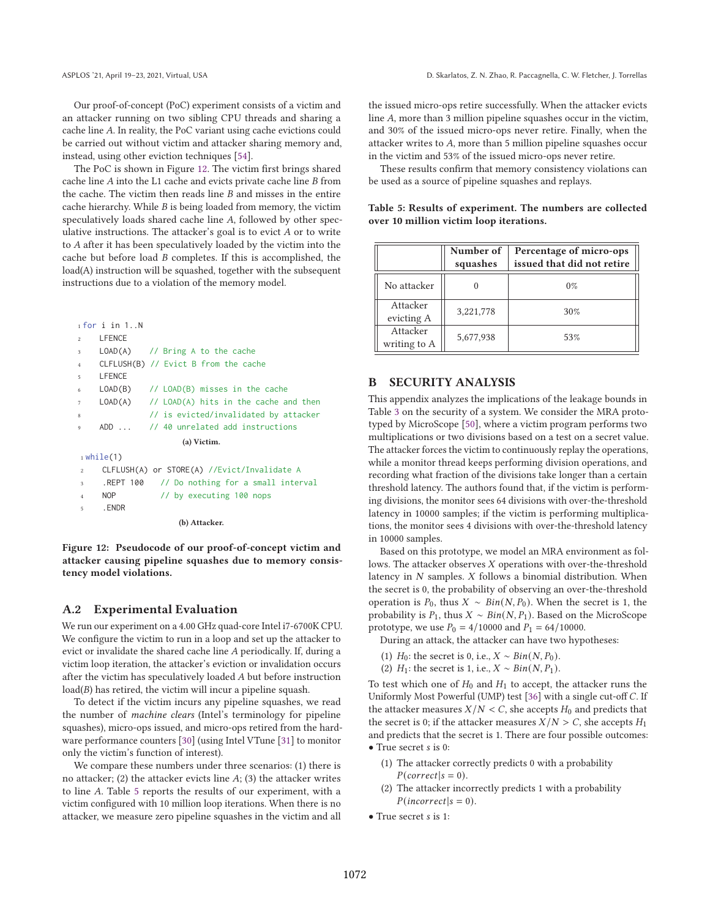Our proof-of-concept (PoC) experiment consists of a victim and an attacker running on two sibling CPU threads and sharing a cache line *A*. In reality, the PoC variant using cache evictions could be carried out without victim and attacker sharing memory and, instead, using other eviction techniques [54].

The PoC is shown in Figure 12. The victim first brings shared cache line *A* into the L1 cache and evicts private cache line *B* from the cache. The victim then reads line *B* and misses in the entire cache hierarchy. While *B* is being loaded from memory, the victim speculatively loads shared cache line *A*, followed by other speculative instructions. The attacker's goal is to evict *A* or to write to *A* after it has been speculatively loaded by the victim into the cache but before load *B* completes. If this is accomplished, the load(A) instruction will be squashed, together with the subsequent instructions due to a violation of the memory model.

```
1 for i in 1..N
2     LFENCE
3     LOAD(A)     // Bring A to the cache
4     CLFLUSH(B)  // Evict B from the cache
5     LFENCE
6     LOAD(B)     // LOAD(B) misses in the cache
7     LOAD(A)     // LOAD(A) hits in the cache and then
8                 // is evicted/invalidated by attacker
9     ADD ...     // 40 unrelated add instructions
```

(a) Victim.

```
1 while(1)
2     CLFLUSH(A) or STORE(A) //Evict/Invalidate A
3     .REPT 100    // Do nothing for a small interval
4     NOP          // by executing 100 nops
5     .ENDR
```

(b) Attacker.

**Figure 12: Pseudocode of our proof-of-concept victim and attacker causing pipeline squashes due to memory consistency model violations.**

## A.2 Experimental Evaluation

We run our experiment on a 4.00 GHz quad-core Intel i7-6700K CPU. We configure the victim to run in a loop and set up the attacker to evict or invalidate the shared cache line *A* periodically. If, during a victim loop iteration, the attacker's eviction or invalidation occurs after the victim has speculatively loaded *A* but before instruction load(*B*) has retired, the victim will incur a pipeline squash.

To detect if the victim incurs any pipeline squashes, we read the number of *machine clears* (Intel's terminology for pipeline squashes), micro-ops issued, and micro-ops retired from the hardware performance counters [30] (using Intel VTune [31] to monitor only the victim's function of interest).

We compare these numbers under three scenarios: (1) there is no attacker; (2) the attacker evicts line *A*; (3) the attacker writes to line *A*. Table 5 reports the results of our experiment, with a victim configured with 10 million loop iterations. When there is no attacker, we measure zero pipeline squashes in the victim and all the issued micro-ops retire successfully. When the attacker evicts line *A*, more than 3 million pipeline squashes occur in the victim, and 30% of the issued micro-ops never retire. Finally, when the attacker writes to *A*, more than 5 million pipeline squashes occur in the victim and 53% of the issued micro-ops never retire.

These results confirm that memory consistency violations can be used as a source of pipeline squashes and replays.

**Table 5: Results of experiment. The numbers are collected over 10 million victim loop iterations.**

| | Number of squashes | Percentage of micro-ops issued that did not retire |
|---|---|---|
| No attacker | 0 | 0% |
| Attacker evicting A | 3,221,778 | 30% |
| Attacker writing to A | 5,677,938 | 53% |

# B SECURITY ANALYSIS

This appendix analyzes the implications of the leakage bounds in Table 3 on the security of a system. We consider the MRA prototyped by MicroScope [50], where a victim program performs two multiplications or two divisions based on a test on a secret value. The attacker forces the victim to continuously replay the operations, while a monitor thread keeps performing division operations, and recording what fraction of the divisions take longer than a certain threshold latency. The authors found that, if the victim is performing divisions, the monitor sees 64 divisions with over-the-threshold latency in 10000 samples; if the victim is performing multiplications, the monitor sees 4 divisions with over-the-threshold latency in 10000 samples.

Based on this prototype, we model an MRA environment as follows. The attacker observes $X$ operations with over-the-threshold latency in $N$ samples. $X$ follows a binomial distribution. When the secret is 0, the probability of observing an over-the-threshold operation is $P_0$, thus $X \sim Bin(N, P_0)$. When the secret is 1, the probability is $P_1$, thus $X \sim Bin(N, P_1)$. Based on the MicroScope prototype, we use $P_0 = 4/10000$ and $P_1 = 64/10000$.

During an attack, the attacker can have two hypotheses:

(1) $H_0$: the secret is 0, i.e., $X \sim Bin(N, P_0)$.
(2) $H_1$: the secret is 1, i.e., $X \sim Bin(N, P_1)$.

To test which one of $H_0$ and $H_1$ to accept, the attacker runs the Uniformly Most Powerful (UMP) test [36] with a single cut-off $C$. If the attacker measures $X/N < C$, she accepts $H_0$ and predicts that the secret is 0; if the attacker measures $X/N > C$, she accepts $H_1$ and predicts that the secret is 1. There are four possible outcomes:

- True secret $s$ is 0:
  (1) The attacker correctly predicts 0 with a probability $P(correct|s = 0)$.
  (2) The attacker incorrectly predicts 1 with a probability $P(incorrect|s = 0)$.
- True secret $s$ is 1: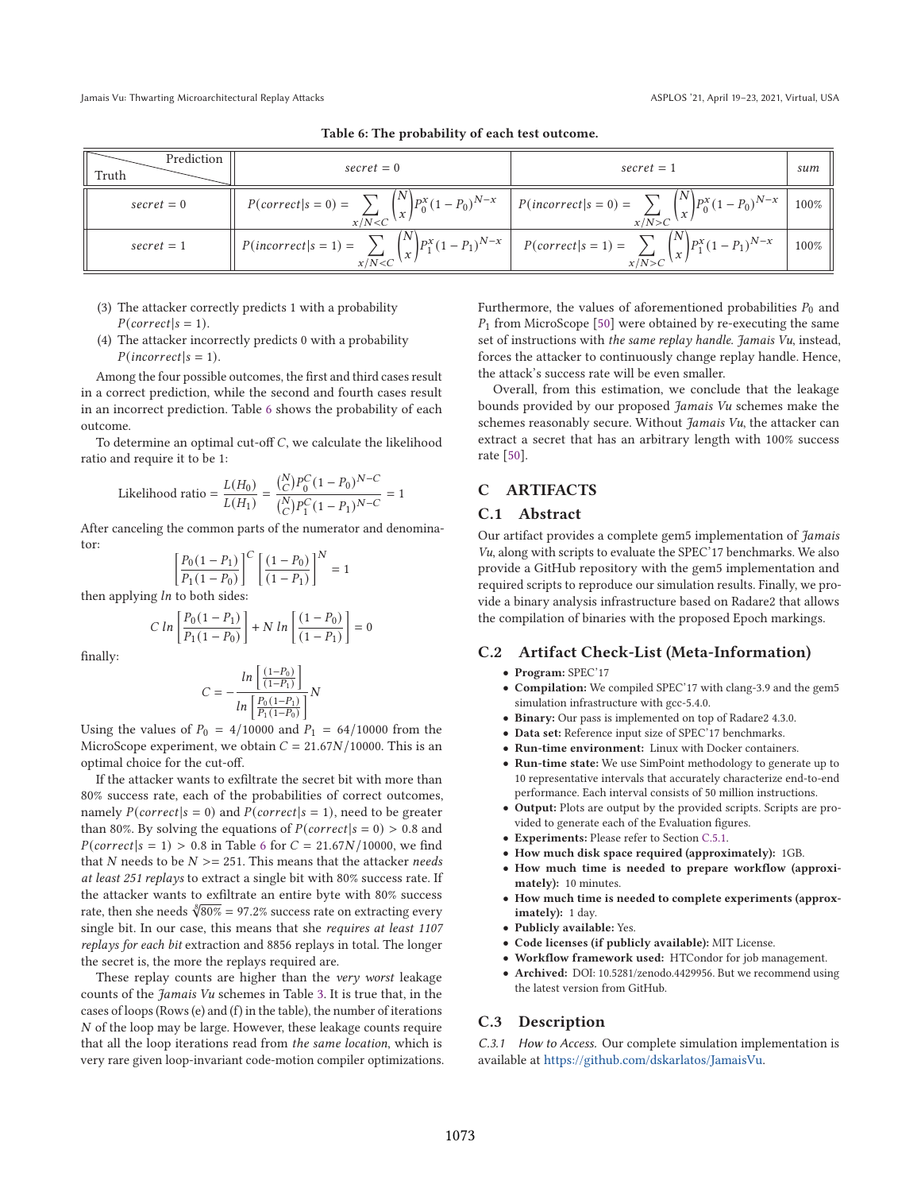**Table 6: The probability of each test outcome.**

| Truth \ Prediction | $secret = 0$ | $secret = 1$ | sum |
|---|---|---|---|
| $secret = 0$ | $P(correct \mid s=0) = \sum_{x/N<C} \binom{N}{x} P_0^x (1-P_0)^{N-x}$ | $P(incorrect \mid s=0) = \sum_{x/N>C} \binom{N}{x} P_0^x (1-P_0)^{N-x}$ | 100% |
| $secret = 1$ | $P(incorrect \mid s=1) = \sum_{x/N<C} \binom{N}{x} P_1^x (1-P_1)^{N-x}$ | $P(correct \mid s=1) = \sum_{x/N>C} \binom{N}{x} P_1^x (1-P_1)^{N-x}$ | 100% |

(3) The attacker correctly predicts 1 with a probability $P(correct|s = 1)$.

(4) The attacker incorrectly predicts 0 with a probability $P(incorrect|s = 1)$.

Among the four possible outcomes, the first and third cases result in a correct prediction, while the second and fourth cases result in an incorrect prediction. Table 6 shows the probability of each outcome.

To determine an optimal cut-off $C$, we calculate the likelihood ratio and require it to be 1:

$$\text{Likelihood ratio} = \frac{L(H_0)}{L(H_1)} = \frac{\binom{N}{C} P_0^C (1-P_0)^{N-C}}{\binom{N}{C} P_1^C (1-P_1)^{N-C}} = 1$$

After canceling the common parts of the numerator and denominator:

$$\left[\frac{P_0(1-P_1)}{P_1(1-P_0)}\right]^C \left[\frac{(1-P_0)}{(1-P_1)}\right]^N = 1$$

then applying $ln$ to both sides:

$$C \; ln \left[\frac{P_0(1-P_1)}{P_1(1-P_0)}\right] + N \; ln \left[\frac{(1-P_0)}{(1-P_1)}\right] = 0$$

finally:

$$C = -\frac{ln\left[\frac{(1-P_0)}{(1-P_1)}\right]}{ln\left[\frac{P_0(1-P_1)}{P_1(1-P_0)}\right]} N$$

Using the values of $P_0 = 4/10000$ and $P_1 = 64/10000$ from the MicroScope experiment, we obtain $C = 21.67N/10000$. This is an optimal choice for the cut-off.

If the attacker wants to exfiltrate the secret bit with more than 80% success rate, each of the probabilities of correct outcomes, namely $P(correct|s = 0)$ and $P(correct|s = 1)$, need to be greater than 80%. By solving the equations of $P(correct|s = 0) > 0.8$ and $P(correct|s = 1) > 0.8$ in Table 6 for $C = 21.67N/10000$, we find that $N$ needs to be $N >= 251$. This means that the attacker *needs at least 251 replays* to extract a single bit with 80% success rate. If the attacker wants to exfiltrate an entire byte with 80% success rate, then she needs $\sqrt[8]{80\%} = 97.2\%$ success rate on extracting every single bit. In our case, this means that she *requires at least 1107 replays for each bit* extraction and 8856 replays in total. The longer the secret is, the more the replays required are.

These replay counts are higher than the *very worst* leakage counts of the *Jamais Vu* schemes in Table 3. It is true that, in the cases of loops (Rows (e) and (f) in the table), the number of iterations $N$ of the loop may be large. However, these leakage counts require that all the loop iterations read from *the same location*, which is very rare given loop-invariant code-motion compiler optimizations.

Furthermore, the values of aforementioned probabilities $P_0$ and $P_1$ from MicroScope [50] were obtained by re-executing the same set of instructions with *the same replay handle*. *Jamais Vu*, instead, forces the attacker to continuously change replay handle. Hence, the attack's success rate will be even smaller.

Overall, from this estimation, we conclude that the leakage bounds provided by our proposed *Jamais Vu* schemes make the schemes reasonably secure. Without *Jamais Vu*, the attacker can extract a secret that has an arbitrary length with 100% success rate [50].

## C ARTIFACTS

### C.1 Abstract

Our artifact provides a complete gem5 implementation of *Jamais Vu*, along with scripts to evaluate the SPEC'17 benchmarks. We also provide a GitHub repository with the gem5 implementation and required scripts to reproduce our simulation results. Finally, we provide a binary analysis infrastructure based on Radare2 that allows the compilation of binaries with the proposed Epoch markings.

### C.2 Artifact Check-List (Meta-Information)

- **Program:** SPEC'17
- **Compilation:** We compiled SPEC'17 with clang-3.9 and the gem5 simulation infrastructure with gcc-5.4.0.
- **Binary:** Our pass is implemented on top of Radare2 4.3.0.
- **Data set:** Reference input size of SPEC'17 benchmarks.
- **Run-time environment:** Linux with Docker containers.
- **Run-time state:** We use SimPoint methodology to generate up to 10 representative intervals that accurately characterize end-to-end performance. Each interval consists of 50 million instructions.
- **Output:** Plots are output by the provided scripts. Scripts are provided to generate each of the Evaluation figures.
- **Experiments:** Please refer to Section C.5.1.
- **How much disk space required (approximately):** 1GB.
- **How much time is needed to prepare workflow (approximately):** 10 minutes.
- **How much time is needed to complete experiments (approximately):** 1 day.
- **Publicly available:** Yes.
- **Code licenses (if publicly available):** MIT License.
- **Workflow framework used:** HTCondor for job management.
- **Archived:** DOI: 10.5281/zenodo.4429956. But we recommend using the latest version from GitHub.

### C.3 Description

*C.3.1 How to Access.* Our complete simulation implementation is available at https://github.com/dskarlatos/JamaisVu.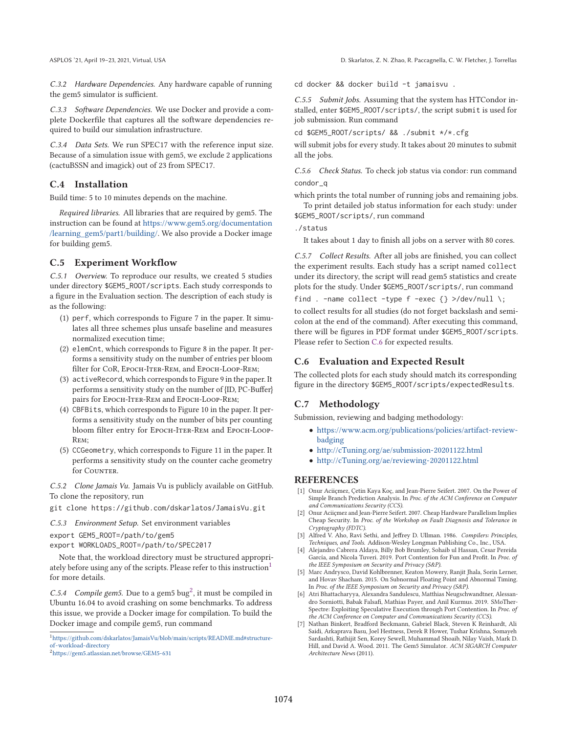*C.3.2 Hardware Dependencies.* Any hardware capable of running the gem5 simulator is sufficient.

*C.3.3 Software Dependencies.* We use Docker and provide a complete Dockerfile that captures all the software dependencies required to build our simulation infrastructure.

*C.3.4 Data Sets.* We run SPEC17 with the reference input size. Because of a simulation issue with gem5, we exclude 2 applications (cactuBSSN and imagick) out of 23 from SPEC17.

## C.4 Installation

Build time: 5 to 10 minutes depends on the machine.

*Required libraries.* All libraries that are required by gem5. The instruction can be found at https://www.gem5.org/documentation/learning_gem5/part1/building/. We also provide a Docker image for building gem5.

## C.5 Experiment Workflow

*C.5.1 Overview.* To reproduce our results, we created 5 studies under directory `$GEM5_ROOT/scripts`. Each study corresponds to a figure in the Evaluation section. The description of each study is as the following:

1. `perf`, which corresponds to Figure 7 in the paper. It simulates all three schemes plus unsafe baseline and measures normalized execution time;
2. `elemCnt`, which corresponds to Figure 8 in the paper. It performs a sensitivity study on the number of entries per bloom filter for CoR, Epoch-Iter-Rem, and Epoch-Loop-Rem;
3. `activeRecord`, which corresponds to Figure 9 in the paper. It performs a sensitivity study on the number of {ID, PC-Buffer} pairs for Epoch-Iter-Rem and Epoch-Loop-Rem;
4. `CBFBits`, which corresponds to Figure 10 in the paper. It performs a sensitivity study on the number of bits per counting bloom filter entry for Epoch-Iter-Rem and Epoch-Loop-Rem;
5. `CCGeometry`, which corresponds to Figure 11 in the paper. It performs a sensitivity study on the counter cache geometry for Counter.

*C.5.2 Clone Jamais Vu.* Jamais Vu is publicly available on GitHub. To clone the repository, run

```
git clone https://github.com/dskarlatos/JamaisVu.git
```

*C.5.3 Environment Setup.* Set environment variables

```
export GEM5_ROOT=/path/to/gem5
export WORKLOADS_ROOT=/path/to/SPEC2017
```

Note that, the workload directory must be structured appropriately before using any of the scripts. Please refer to this instruction[1] for more details.

*C.5.4 Compile gem5.* Due to a gem5 bug[2], it must be compiled in Ubuntu 16.04 to avoid crashing on some benchmarks. To address this issue, we provide a Docker image for compilation. To build the Docker image and compile gem5, run command

```
cd docker && docker build -t jamaisvu .
```

*C.5.5 Submit Jobs.* Assuming that the system has HTCondor installed, enter `$GEM5_ROOT/scripts/`, the script `submit` is used for job submission. Run command

```
cd $GEM5_ROOT/scripts/ && ./submit */*.cfg
```

will submit jobs for every study. It takes about 20 minutes to submit all the jobs.

*C.5.6 Check Status.* To check job status via condor: run command

```
condor_q
```

which prints the total number of running jobs and remaining jobs.

To print detailed job status information for each study: under `$GEM5_ROOT/scripts/`, run command

```
./status
```

It takes about 1 day to finish all jobs on a server with 80 cores.

*C.5.7 Collect Results.* After all jobs are finished, you can collect the experiment results. Each study has a script named `collect` under its directory, the script will read gem5 statistics and create plots for the study. Under `$GEM5_ROOT/scripts/`, run command

```
find . -name collect -type f -exec {} >/dev/null \;
```

to collect results for all studies (do not forget backslash and semicolon at the end of the command). After executing this command, there will be figures in PDF format under `$GEM5_ROOT/scripts`. Please refer to Section C.6 for expected results.

## C.6 Evaluation and Expected Result

The collected plots for each study should match its corresponding figure in the directory `$GEM5_ROOT/scripts/expectedResults`.

## C.7 Methodology

Submission, reviewing and badging methodology:

- https://www.acm.org/publications/policies/artifact-review-badging
- http://cTuning.org/ae/submission-20201122.html
- http://cTuning.org/ae/reviewing-20201122.html

## REFERENCES

[1] Onur Aciiçmez, Çetin Kaya Koç, and Jean-Pierre Seifert. 2007. On the Power of Simple Branch Prediction Analysis. In *Proc. of the ACM Conference on Computer and Communications Security (CCS)*.

[2] Onur Aciiçmez and Jean-Pierre Seifert. 2007. Cheap Hardware Parallelism Implies Cheap Security. In *Proc. of the Workshop on Fault Diagnosis and Tolerance in Cryptography (FDTC)*.

[3] Alfred V. Aho, Ravi Sethi, and Jeffrey D. Ullman. 1986. *Compilers: Principles, Techniques, and Tools.* Addison-Wesley Longman Publishing Co., Inc., USA.

[4] Alejandro Cabrera Aldaya, Billy Bob Brumley, Sohaib ul Hassan, Cesar Pereida García, and Nicola Tuveri. 2019. Port Contention for Fun and Profit. In *Proc. of the IEEE Symposium on Security and Privacy (S&P)*.

[5] Marc Andrysco, David Kohlbrenner, Keaton Mowery, Ranjit Jhala, Sorin Lerner, and Hovav Shacham. 2015. On Subnormal Floating Point and Abnormal Timing. In *Proc. of the IEEE Symposium on Security and Privacy (S&P)*.

[6] Atri Bhattacharyya, Alexandra Sandulescu, Matthias Neugschwandtner, Alessandro Sorniotti, Babak Falsafi, Mathias Payer, and Anil Kurmus. 2019. SMoTherSpectre: Exploiting Speculative Execution through Port Contention. In *Proc. of the ACM Conference on Computer and Communications Security (CCS)*.

[7] Nathan Binkert, Bradford Beckmann, Gabriel Black, Steven K Reinhardt, Ali Saidi, Arkaprava Basu, Joel Hestness, Derek R Hower, Tushar Krishna, Somayeh Sardashti, Rathijit Sen, Korey Sewell, Muhammad Shoaib, Nilay Vaish, Mark D. Hill, and David A. Wood. 2011. The Gem5 Simulator. *ACM SIGARCH Computer Architecture News* (2011).

---

[1] https://github.com/dskarlatos/JamaisVu/blob/main/scripts/README.md#structure-of-workload-directory

[2] https://gem5.atlassian.net/browse/GEM5-631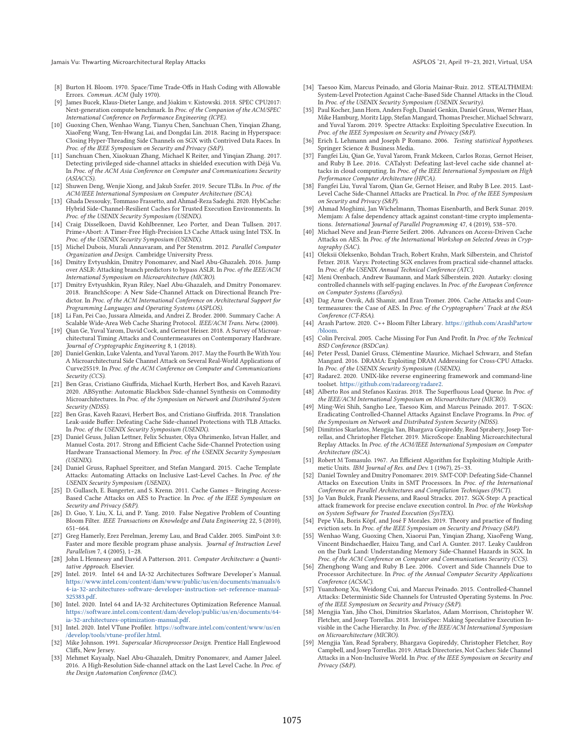- [8] Burton H. Bloom. 1970. Space/Time Trade-Offs in Hash Coding with Allowable Errors. *Commun. ACM* (July 1970).
- [9] James Bucek, Klaus-Dieter Lange, and Jóakim v. Kistowski. 2018. SPEC CPU2017: Next-generation compute benchmark. In *Proc. of the Companion of the ACM/SPEC International Conference on Performance Engineering (ICPE).*
- [10] Guoxing Chen, Wenhao Wang, Tianyu Chen, Sanchuan Chen, Yinqian Zhang, XiaoFeng Wang, Ten-Hwang Lai, and Dongdai Lin. 2018. Racing in Hyperspace: Closing Hyper-Threading Side Channels on SGX with Contrived Data Races. In *Proc. of the IEEE Symposium on Security and Privacy (S&P).*
- [11] Sanchuan Chen, Xiaokuan Zhang, Michael K Reiter, and Yinqian Zhang. 2017. Detecting privileged side-channel attacks in shielded execution with Déjá Vu. In *Proc. of the ACM Asia Conference on Computer and Communications Security (ASIACCS).*
- [12] Shuwen Deng, Wenjie Xiong, and Jakub Szefer. 2019. Secure TLBs. In *Proc. of the ACM/IEEE International Symposium on Computer Architecture (ISCA).*
- [13] Ghada Dessouky, Tommaso Frassetto, and Ahmad-Reza Sadeghi. 2020. HybCache: Hybrid Side-Channel-Resilient Caches for Trusted Execution Environments. In *Proc. of the USENIX Security Symposium (USENIX).*
- [14] Craig Disselkoen, David Kohlbrenner, Leo Porter, and Dean Tullsen. 2017. Prime+Abort: A Timer-Free High-Precision L3 Cache Attack using Intel TSX. In *Proc. of the USENIX Security Symposium (USENIX).*
- [15] Michel Dubois, Murali Annavaram, and Per Stenstrm. 2012. *Parallel Computer Organization and Design.* Cambridge University Press.
- [16] Dmitry Evtyushkin, Dmitry Ponomarev, and Nael Abu-Ghazaleh. 2016. Jump over ASLR: Attacking branch predictors to bypass ASLR. In *Proc. of the IEEE/ACM International Symposium on Microarchitecture (MICRO).*
- [17] Dmitry Evtyushkin, Ryan Riley, Nael Abu-Ghazaleh, and Dmitry Ponomarev. 2018. BranchScope: A New Side-Channel Attack on Directional Branch Predictor. In *Proc. of the ACM International Conference on Architectural Support for Programming Languages and Operating Systems (ASPLOS).*
- [18] Li Fan, Pei Cao, Jussara Almeida, and Andrei Z. Broder. 2000. Summary Cache: A Scalable Wide-Area Web Cache Sharing Protocol. *IEEE/ACM Trans. Netw.* (2000).
- [19] Qian Ge, Yuval Yarom, David Cock, and Gernot Heiser. 2018. A Survey of Microarchitectural Timing Attacks and Countermeasures on Contemporary Hardware. *Journal of Cryptographic Engineering* 8, 1 (2018).
- [20] Daniel Genkin, Luke Valenta, and Yuval Yarom. 2017. May the Fourth Be With You: A Microarchitectural Side Channel Attack on Several Real-World Applications of Curve25519. In *Proc. of the ACM Conference on Computer and Communications Security (CCS).*
- [21] Ben Gras, Cristiano Giuffrida, Michael Kurth, Herbert Bos, and Kaveh Razavi. 2020. ABSynthe: Automatic Blackbox Side-channel Synthesis on Commodity Microarchitectures. In *Proc. of the Symposium on Network and Distributed System Security (NDSS).*
- [22] Ben Gras, Kaveh Razavi, Herbert Bos, and Cristiano Giuffrida. 2018. Translation Leak-aside Buffer: Defeating Cache Side-channel Protections with TLB Attacks. In *Proc. of the USENIX Security Symposium (USENIX).*
- [23] Daniel Gruss, Julian Lettner, Felix Schuster, Olya Ohrimenko, Istvan Haller, and Manuel Costa. 2017. Strong and Efficient Cache Side-Channel Protection using Hardware Transactional Memory. In *Proc. of the USENIX Security Symposium (USENIX).*
- [24] Daniel Gruss, Raphael Spreitzer, and Stefan Mangard. 2015. Cache Template Attacks: Automating Attacks on Inclusive Last-Level Caches. In *Proc. of the USENIX Security Symposium (USENIX).*
- [25] D. Gullasch, E. Bangerter, and S. Krenn. 2011. Cache Games – Bringing Access-Based Cache Attacks on AES to Practice. In *Proc. of the IEEE Symposium on Security and Privacy (S&P).*
- [26] D. Guo, Y. Liu, X. Li, and P. Yang. 2010. False Negative Problem of Counting Bloom Filter. *IEEE Transactions on Knowledge and Data Engineering* 22, 5 (2010), 651–664.
- [27] Greg Hamerly, Erez Perelman, Jeremy Lau, and Brad Calder. 2005. SimPoint 3.0: Faster and more flexible program phase analysis. *Journal of Instruction Level Parallelism* 7, 4 (2005), 1–28.
- [28] John L Hennessy and David A Patterson. 2011. *Computer Architecture: a Quantitative Approach.* Elsevier.
- [29] Intel. 2019. Intel 64 and IA-32 Architectures Software Developer's Manual. https://www.intel.com/content/dam/www/public/us/en/documents/manuals/64-ia-32-architectures-software-developer-instruction-set-reference-manual-325383.pdf.
- [30] Intel. 2020. Intel 64 and IA-32 Architectures Optimization Reference Manual. https://software.intel.com/content/dam/develop/public/us/en/documents/64-ia-32-architectures-optimization-manual.pdf.
- [31] Intel. 2020. Intel VTune Profiler. https://software.intel.com/content/www/us/en/develop/tools/vtune-profiler.html.
- [32] Mike Johnson. 1991. *Superscalar Microprocessor Design.* Prentice Hall Englewood Cliffs, New Jersey.
- [33] Mehmet Kayaalp, Nael Abu-Ghazaleh, Dmitry Ponomarev, and Aamer Jaleel. 2016. A High-Resolution Side-channel attack on the Last Level Cache. In *Proc. of the Design Automation Conference (DAC).*
- [34] Taesoo Kim, Marcus Peinado, and Gloria Mainar-Ruiz. 2012. STEALTHMEM: System-Level Protection Against Cache-Based Side Channel Attacks in the Cloud. In *Proc. of the USENIX Security Symposium (USENIX Security).*
- [35] Paul Kocher, Jann Horn, Anders Fogh, Daniel Genkin, Daniel Gruss, Werner Haas, Mike Hamburg, Moritz Lipp, Stefan Mangard, Thomas Prescher, Michael Schwarz, and Yuval Yarom. 2019. Spectre Attacks: Exploiting Speculative Execution. In *Proc. of the IEEE Symposium on Security and Privacy (S&P).*
- [36] Erich L Lehmann and Joseph P Romano. 2006. *Testing statistical hypotheses.* Springer Science & Business Media.
- [37] Fangfei Liu, Qian Ge, Yuval Yarom, Frank Mckeen, Carlos Rozas, Gernot Heiser, and Ruby B Lee. 2016. CATalyst: Defeating last-level cache side channel attacks in cloud computing. In *Proc. of the IEEE International Symposium on High Performance Computer Architecture (HPCA).*
- [38] Fangfei Liu, Yuval Yarom, Qian Ge, Gernot Heiser, and Ruby B Lee. 2015. Last-Level Cache Side-Channel Attacks are Practical. In *Proc. of the IEEE Symposium on Security and Privacy (S&P).*
- [39] Ahmad Moghimi, Jan Wichelmann, Thomas Eisenbarth, and Berk Sunar. 2019. Memjam: A false dependency attack against constant-time crypto implementations. *International Journal of Parallel Programming* 47, 4 (2019), 538–570.
- [40] Michael Neve and Jean-Pierre Seifert. 2006. Advances on Access-Driven Cache Attacks on AES. In *Proc. of the International Workshop on Selected Areas in Cryptography (SAC).*
- [41] Oleksii Oleksenko, Bohdan Trach, Robert Krahn, Mark Silberstein, and Christof Fetzer. 2018. Varys: Protecting SGX enclaves from practical side-channel attacks. In *Proc. of the USENIX Annual Technical Conference (ATC).*
- [42] Meni Orenbach, Andrew Baumann, and Mark Silberstein. 2020. Autarky: closing controlled channels with self-paging enclaves. In *Proc. of the European Conference on Computer Systems (EuroSys).*
- [43] Dag Arne Osvik, Adi Shamir, and Eran Tromer. 2006. Cache Attacks and Countermeasures: the Case of AES. In *Proc. of the Cryptographers' Track at the RSA Conference (CT-RSA).*
- [44] Arash Partow. 2020. C++ Bloom Filter Library. https://github.com/ArashPartow/bloom.
- [45] Colin Percival. 2005. Cache Missing For Fun And Profit. In *Proc. of the Technical BSD Conference (BSDCan).*
- [46] Peter Pessl, Daniel Gruss, Clémentine Maurice, Michael Schwarz, and Stefan Mangard. 2016. DRAMA: Exploiting DRAM Addressing for Cross-CPU Attacks. In *Proc. of the USENIX Security Symposium (USENIX).*
- [47] Radare2. 2020. UNIX-like reverse engineering framework and command-line toolset. https://github.com/radareorg/radare2.
- [48] Alberto Ros and Stefanos Kaxiras. 2018. The Superfluous Load Queue. In *Proc. of the IEEE/ACM International Symposium on Microarchitecture (MICRO).*
- [49] Ming-Wei Shih, Sangho Lee, Taesoo Kim, and Marcus Peinado. 2017. T-SGX: Eradicating Controlled-Channel Attacks Against Enclave Programs. In *Proc. of the Symposium on Network and Distributed System Security (NDSS).*
- [50] Dimitrios Skarlatos, Mengjia Yan, Bhargava Gopireddy, Read Sprabery, Josep Torrellas, and Christopher Fletcher. 2019. MicroScope: Enabling Microarchitectural Replay Attacks. In *Proc. of the ACM/IEEE International Symposium on Computer Architecture (ISCA).*
- [51] Robert M Tomasulo. 1967. An Efficient Algorithm for Exploiting Multiple Arithmetic Units. *IBM Journal of Res. and Dev.* 1 (1967), 25–33.
- [52] Daniel Townley and Dmitry Ponomarev. 2019. SMT-COP: Defeating Side-Channel Attacks on Execution Units in SMT Processors. In *Proc. of the International Conference on Parallel Architectures and Compilation Techniques (PACT).*
- [53] Jo Van Bulck, Frank Piessens, and Raoul Strackx. 2017. SGX-Step: A practical attack framework for precise enclave execution control. In *Proc. of the Workshop on System Software for Trusted Execution (SysTEX).*
- [54] Pepe Vila, Boris Köpf, and José F Morales. 2019. Theory and practice of finding eviction sets. In *Proc. of the IEEE Symposium on Security and Privacy (S&P).*
- [55] Wenhao Wang, Guoxing Chen, Xiaorui Pan, Yinqian Zhang, XiaoFeng Wang, Vincent Bindschaedler, Haixu Tang, and Carl A. Gunter. 2017. Leaky Cauldron on the Dark Land: Understanding Memory Side-Channel Hazards in SGX. In *Proc. of the ACM Conference on Computer and Communications Security (CCS).*
- [56] Zhenghong Wang and Ruby B Lee. 2006. Covert and Side Channels Due to Processor Architecture. In *Proc. of the Annual Computer Security Applications Conference (ACSAC).*
- [57] Yuanzhong Xu, Weidong Cui, and Marcus Peinado. 2015. Controlled-Channel Attacks: Deterministic Side Channels for Untrusted Operating Systems. In *Proc. of the IEEE Symposium on Security and Privacy (S&P).*
- [58] Mengjia Yan, Jiho Choi, Dimitrios Skarlatos, Adam Morrison, Christopher W. Fletcher, and Josep Torrellas. 2018. InvisiSpec: Making Speculative Execution Invisible in the Cache Hierarchy. In *Proc. of the IEEE/ACM International Symposium on Microarchitecture (MICRO).*
- [59] Mengjia Yan, Read Sprabery, Bhargava Gopireddy, Christopher Fletcher, Roy Campbell, and Josep Torrellas. 2019. Attack Directories, Not Caches: Side Channel Attacks in a Non-Inclusive World. In *Proc. of the IEEE Symposium on Security and Privacy (S&P).*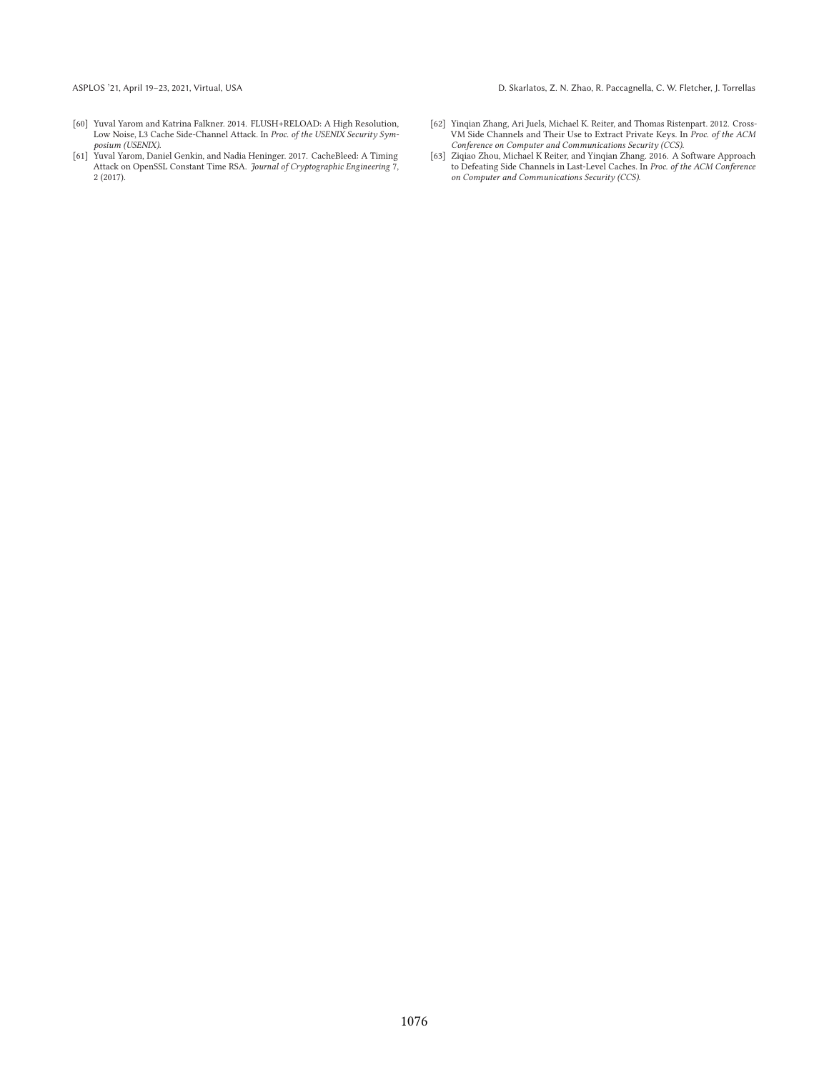[60] Yuval Yarom and Katrina Falkner. 2014. FLUSH+RELOAD: A High Resolution, Low Noise, L3 Cache Side-Channel Attack. In *Proc. of the USENIX Security Symposium (USENIX)*.

[61] Yuval Yarom, Daniel Genkin, and Nadia Heninger. 2017. CacheBleed: A Timing Attack on OpenSSL Constant Time RSA. *Journal of Cryptographic Engineering* 7, 2 (2017).

[62] Yinqian Zhang, Ari Juels, Michael K. Reiter, and Thomas Ristenpart. 2012. Cross-VM Side Channels and Their Use to Extract Private Keys. In *Proc. of the ACM Conference on Computer and Communications Security (CCS)*.

[63] Ziqiao Zhou, Michael K Reiter, and Yinqian Zhang. 2016. A Software Approach to Defeating Side Channels in Last-Level Caches. In *Proc. of the ACM Conference on Computer and Communications Security (CCS)*.